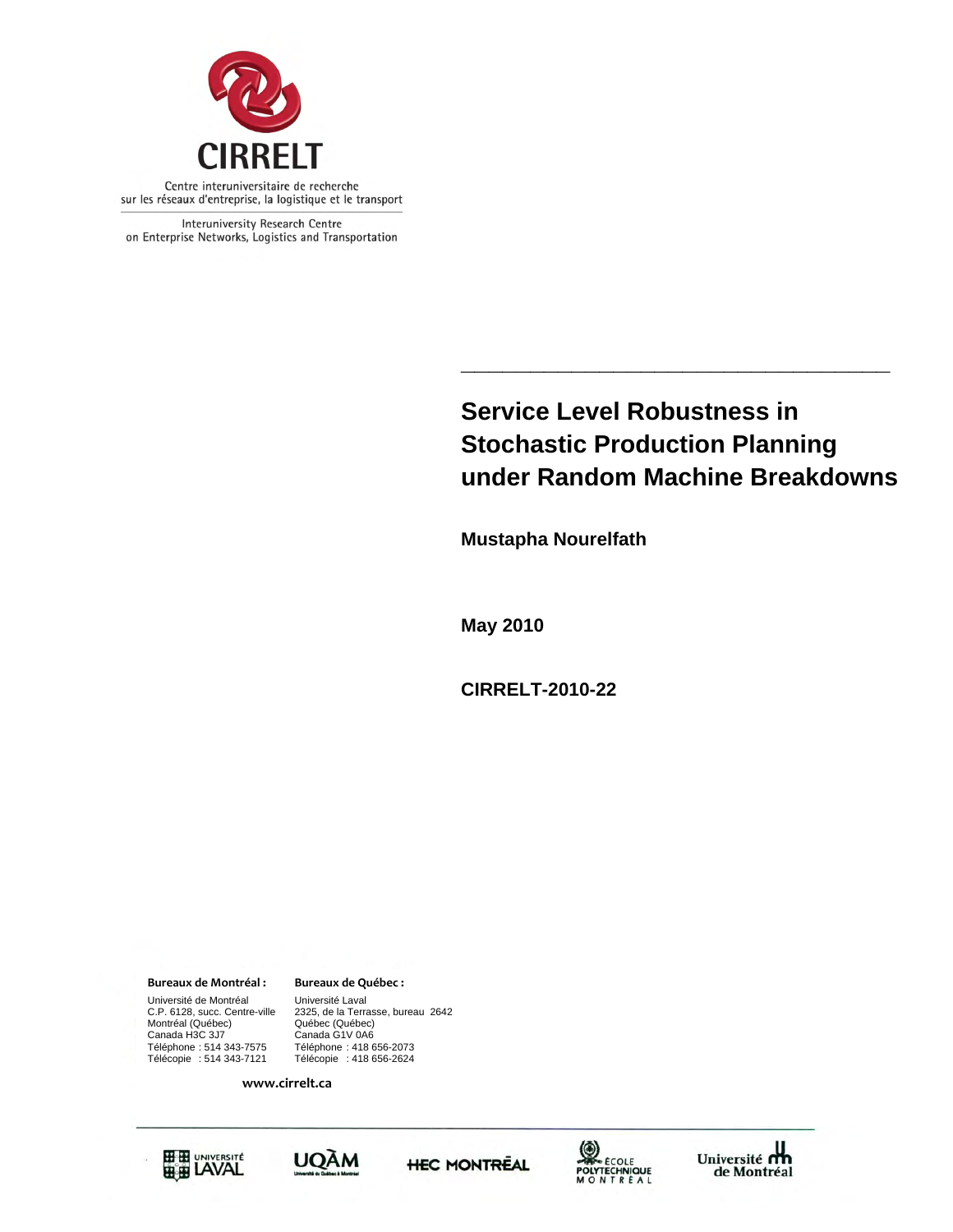**CIRRELT**

Centre interuniversitaire de recherche sur les réseaux d'entreprise, la logistique et le transport

Interuniversity Research Centre on Enterprise Networks, Logistics and Transportation

# Service Level Robustness in Stochastic Production Planning under Random Machine Breakdowns

**Mustapha Nourelfath**

**May 2010**

**CIRRELT-2010-22**

**Bureaux de Montréal :**

Université de Montréal
C.P. 6128, succ. Centre-ville
Montréal (Québec)
Canada H3C 3J7
Téléphone : 514 343-7575
Télécopie : 514 343-7121

**Bureaux de Québec :**

Université Laval
2325, de la Terrasse, bureau 2642
Québec (Québec)
Canada G1V 0A6
Téléphone : 418 656-2073
Télécopie : 418 656-2624

www.cirrelt.ca

Université Laval · UQÀM · HEC Montréal · École Polytechnique Montréal · Université de Montréal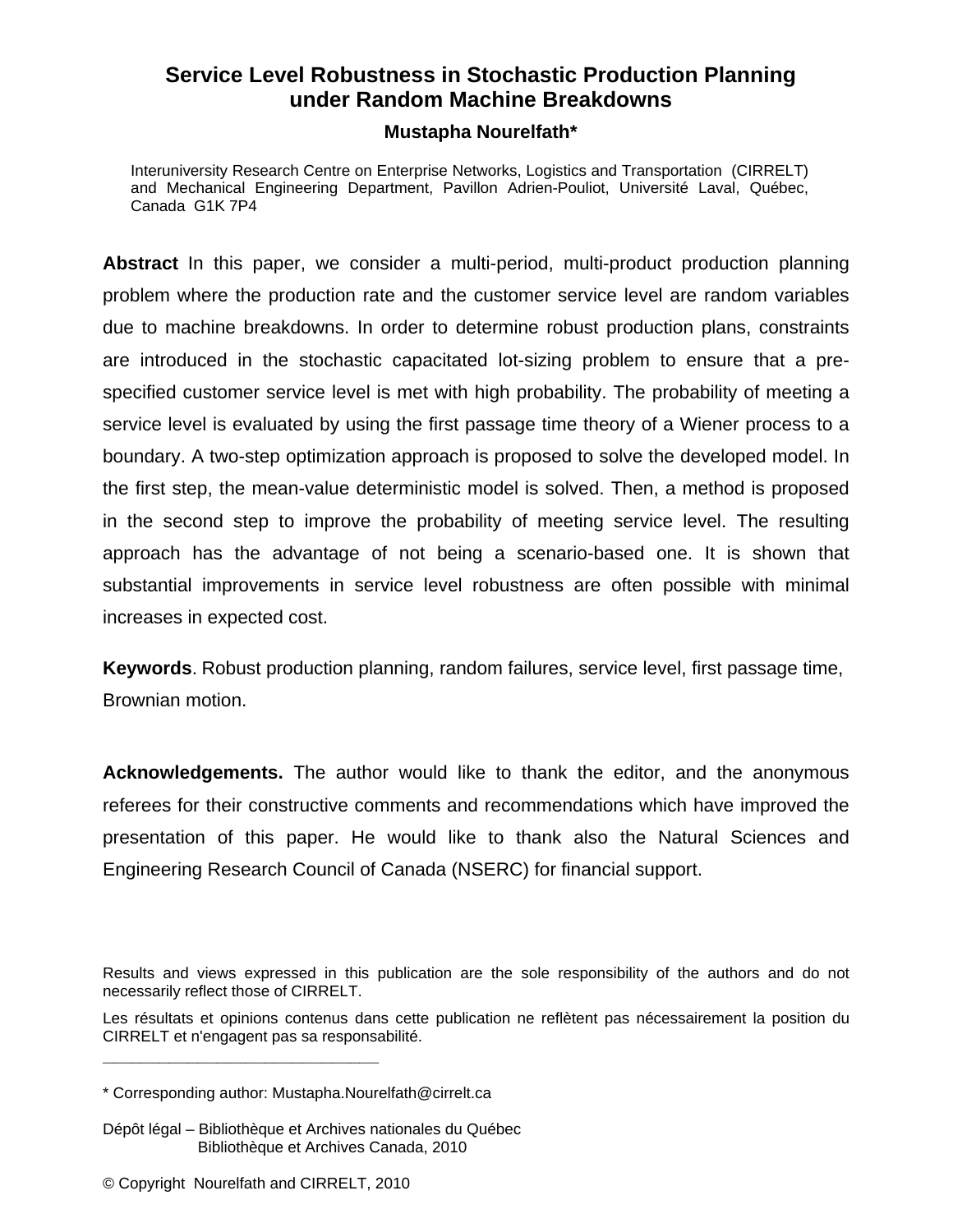# Service Level Robustness in Stochastic Production Planning under Random Machine Breakdowns

**Mustapha Nourelfath***

Interuniversity Research Centre on Enterprise Networks, Logistics and Transportation (CIRRELT) and Mechanical Engineering Department, Pavillon Adrien-Pouliot, Université Laval, Québec, Canada G1K 7P4

**Abstract** In this paper, we consider a multi-period, multi-product production planning problem where the production rate and the customer service level are random variables due to machine breakdowns. In order to determine robust production plans, constraints are introduced in the stochastic capacitated lot-sizing problem to ensure that a pre-specified customer service level is met with high probability. The probability of meeting a service level is evaluated by using the first passage time theory of a Wiener process to a boundary. A two-step optimization approach is proposed to solve the developed model. In the first step, the mean-value deterministic model is solved. Then, a method is proposed in the second step to improve the probability of meeting service level. The resulting approach has the advantage of not being a scenario-based one. It is shown that substantial improvements in service level robustness are often possible with minimal increases in expected cost.

**Keywords**. Robust production planning, random failures, service level, first passage time, Brownian motion.

**Acknowledgements.** The author would like to thank the editor, and the anonymous referees for their constructive comments and recommendations which have improved the presentation of this paper. He would like to thank also the Natural Sciences and Engineering Research Council of Canada (NSERC) for financial support.

Results and views expressed in this publication are the sole responsibility of the authors and do not necessarily reflect those of CIRRELT.

Les résultats et opinions contenus dans cette publication ne reflètent pas nécessairement la position du CIRRELT et n'engagent pas sa responsabilité.

---

* Corresponding author: Mustapha.Nourelfath@cirrelt.ca

Dépôt légal – Bibliothèque et Archives nationales du Québec
Bibliothèque et Archives Canada, 2010

© Copyright Nourelfath and CIRRELT, 2010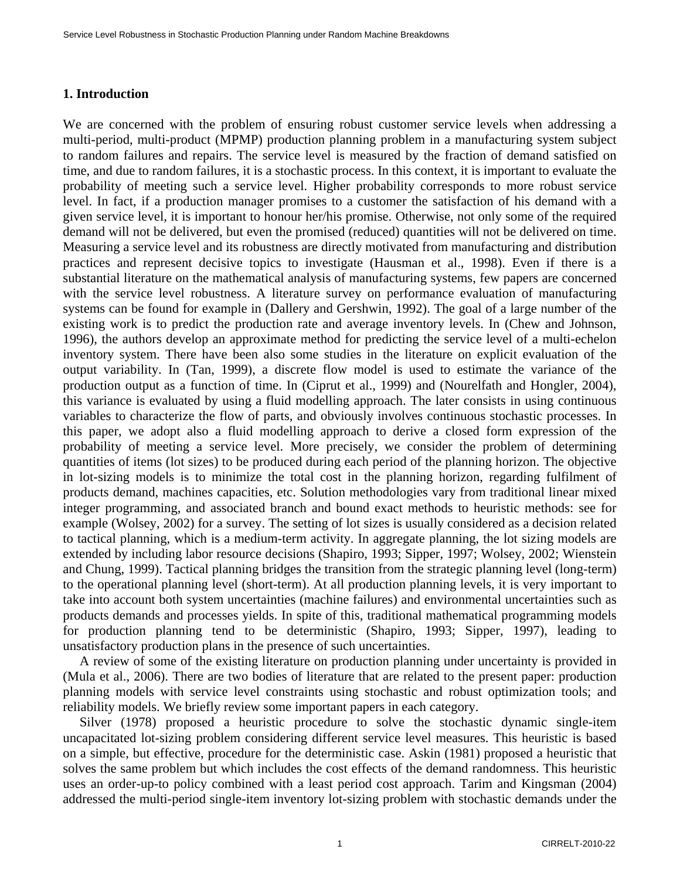## 1. Introduction

We are concerned with the problem of ensuring robust customer service levels when addressing a multi-period, multi-product (MPMP) production planning problem in a manufacturing system subject to random failures and repairs. The service level is measured by the fraction of demand satisfied on time, and due to random failures, it is a stochastic process. In this context, it is important to evaluate the probability of meeting such a service level. Higher probability corresponds to more robust service level. In fact, if a production manager promises to a customer the satisfaction of his demand with a given service level, it is important to honour her/his promise. Otherwise, not only some of the required demand will not be delivered, but even the promised (reduced) quantities will not be delivered on time. Measuring a service level and its robustness are directly motivated from manufacturing and distribution practices and represent decisive topics to investigate (Hausman et al., 1998). Even if there is a substantial literature on the mathematical analysis of manufacturing systems, few papers are concerned with the service level robustness. A literature survey on performance evaluation of manufacturing systems can be found for example in (Dallery and Gershwin, 1992). The goal of a large number of the existing work is to predict the production rate and average inventory levels. In (Chew and Johnson, 1996), the authors develop an approximate method for predicting the service level of a multi-echelon inventory system. There have been also some studies in the literature on explicit evaluation of the output variability. In (Tan, 1999), a discrete flow model is used to estimate the variance of the production output as a function of time. In (Ciprut et al., 1999) and (Nourelfath and Hongler, 2004), this variance is evaluated by using a fluid modelling approach. The later consists in using continuous variables to characterize the flow of parts, and obviously involves continuous stochastic processes. In this paper, we adopt also a fluid modelling approach to derive a closed form expression of the probability of meeting a service level. More precisely, we consider the problem of determining quantities of items (lot sizes) to be produced during each period of the planning horizon. The objective in lot-sizing models is to minimize the total cost in the planning horizon, regarding fulfilment of products demand, machines capacities, etc. Solution methodologies vary from traditional linear mixed integer programming, and associated branch and bound exact methods to heuristic methods: see for example (Wolsey, 2002) for a survey. The setting of lot sizes is usually considered as a decision related to tactical planning, which is a medium-term activity. In aggregate planning, the lot sizing models are extended by including labor resource decisions (Shapiro, 1993; Sipper, 1997; Wolsey, 2002; Wienstein and Chung, 1999). Tactical planning bridges the transition from the strategic planning level (long-term) to the operational planning level (short-term). At all production planning levels, it is very important to take into account both system uncertainties (machine failures) and environmental uncertainties such as products demands and processes yields. In spite of this, traditional mathematical programming models for production planning tend to be deterministic (Shapiro, 1993; Sipper, 1997), leading to unsatisfactory production plans in the presence of such uncertainties.

A review of some of the existing literature on production planning under uncertainty is provided in (Mula et al., 2006). There are two bodies of literature that are related to the present paper: production planning models with service level constraints using stochastic and robust optimization tools; and reliability models. We briefly review some important papers in each category.

Silver (1978) proposed a heuristic procedure to solve the stochastic dynamic single-item uncapacitated lot-sizing problem considering different service level measures. This heuristic is based on a simple, but effective, procedure for the deterministic case. Askin (1981) proposed a heuristic that solves the same problem but which includes the cost effects of the demand randomness. This heuristic uses an order-up-to policy combined with a least period cost approach. Tarim and Kingsman (2004) addressed the multi-period single-item inventory lot-sizing problem with stochastic demands under the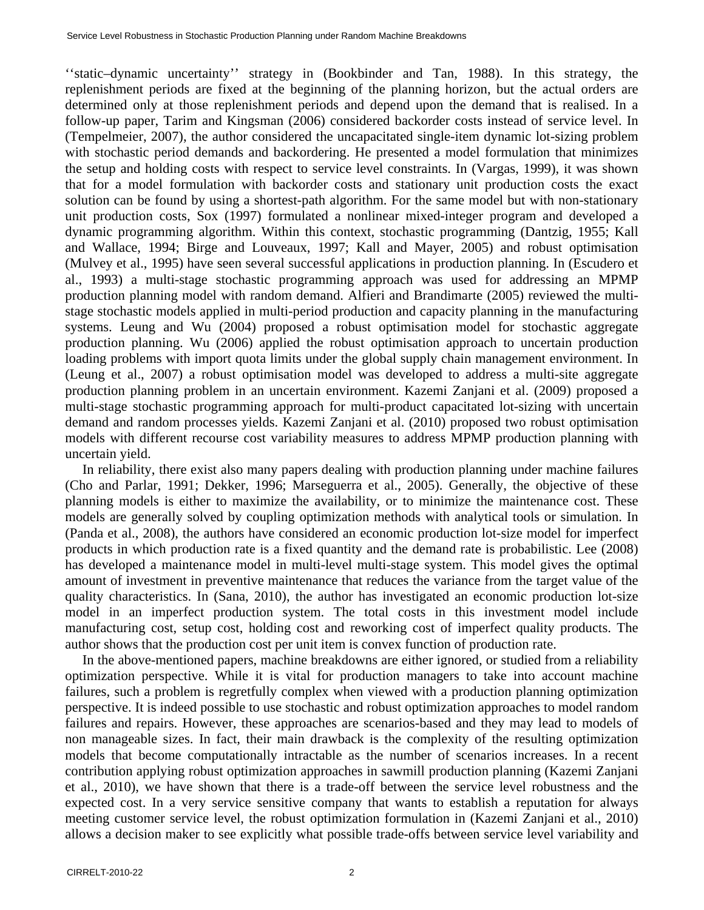''static–dynamic uncertainty'' strategy in (Bookbinder and Tan, 1988). In this strategy, the replenishment periods are fixed at the beginning of the planning horizon, but the actual orders are determined only at those replenishment periods and depend upon the demand that is realised. In a follow-up paper, Tarim and Kingsman (2006) considered backorder costs instead of service level. In (Tempelmeier, 2007), the author considered the uncapacitated single-item dynamic lot-sizing problem with stochastic period demands and backordering. He presented a model formulation that minimizes the setup and holding costs with respect to service level constraints. In (Vargas, 1999), it was shown that for a model formulation with backorder costs and stationary unit production costs the exact solution can be found by using a shortest-path algorithm. For the same model but with non-stationary unit production costs, Sox (1997) formulated a nonlinear mixed-integer program and developed a dynamic programming algorithm. Within this context, stochastic programming (Dantzig, 1955; Kall and Wallace, 1994; Birge and Louveaux, 1997; Kall and Mayer, 2005) and robust optimisation (Mulvey et al., 1995) have seen several successful applications in production planning. In (Escudero et al., 1993) a multi-stage stochastic programming approach was used for addressing an MPMP production planning model with random demand. Alfieri and Brandimarte (2005) reviewed the multi-stage stochastic models applied in multi-period production and capacity planning in the manufacturing systems. Leung and Wu (2004) proposed a robust optimisation model for stochastic aggregate production planning. Wu (2006) applied the robust optimisation approach to uncertain production loading problems with import quota limits under the global supply chain management environment. In (Leung et al., 2007) a robust optimisation model was developed to address a multi-site aggregate production planning problem in an uncertain environment. Kazemi Zanjani et al. (2009) proposed a multi-stage stochastic programming approach for multi-product capacitated lot-sizing with uncertain demand and random processes yields. Kazemi Zanjani et al. (2010) proposed two robust optimisation models with different recourse cost variability measures to address MPMP production planning with uncertain yield.

In reliability, there exist also many papers dealing with production planning under machine failures (Cho and Parlar, 1991; Dekker, 1996; Marseguerra et al., 2005). Generally, the objective of these planning models is either to maximize the availability, or to minimize the maintenance cost. These models are generally solved by coupling optimization methods with analytical tools or simulation. In (Panda et al., 2008), the authors have considered an economic production lot-size model for imperfect products in which production rate is a fixed quantity and the demand rate is probabilistic. Lee (2008) has developed a maintenance model in multi-level multi-stage system. This model gives the optimal amount of investment in preventive maintenance that reduces the variance from the target value of the quality characteristics. In (Sana, 2010), the author has investigated an economic production lot-size model in an imperfect production system. The total costs in this investment model include manufacturing cost, setup cost, holding cost and reworking cost of imperfect quality products. The author shows that the production cost per unit item is convex function of production rate.

In the above-mentioned papers, machine breakdowns are either ignored, or studied from a reliability optimization perspective. While it is vital for production managers to take into account machine failures, such a problem is regretfully complex when viewed with a production planning optimization perspective. It is indeed possible to use stochastic and robust optimization approaches to model random failures and repairs. However, these approaches are scenarios-based and they may lead to models of non manageable sizes. In fact, their main drawback is the complexity of the resulting optimization models that become computationally intractable as the number of scenarios increases. In a recent contribution applying robust optimization approaches in sawmill production planning (Kazemi Zanjani et al., 2010), we have shown that there is a trade-off between the service level robustness and the expected cost. In a very service sensitive company that wants to establish a reputation for always meeting customer service level, the robust optimization formulation in (Kazemi Zanjani et al., 2010) allows a decision maker to see explicitly what possible trade-offs between service level variability and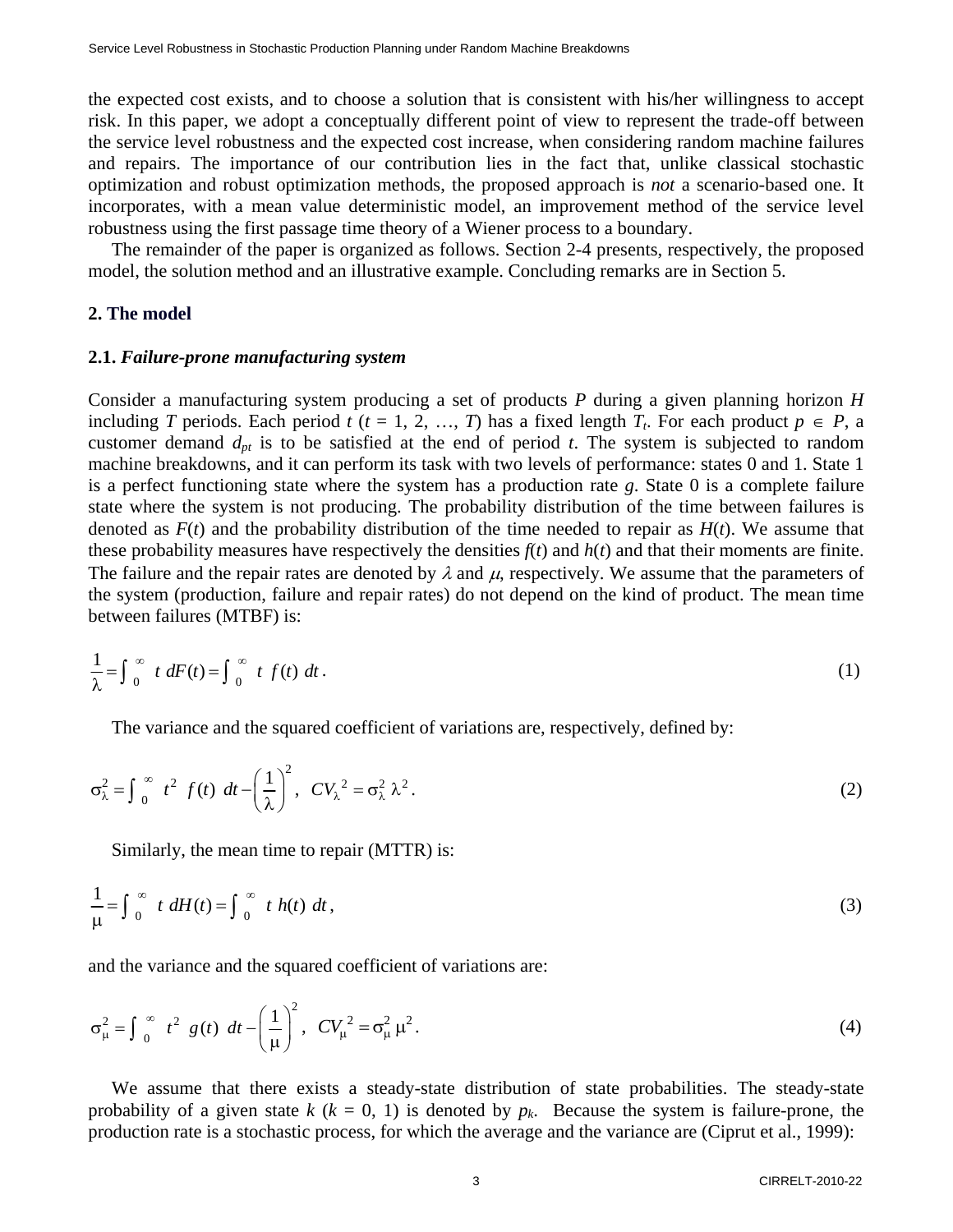the expected cost exists, and to choose a solution that is consistent with his/her willingness to accept risk. In this paper, we adopt a conceptually different point of view to represent the trade-off between the service level robustness and the expected cost increase, when considering random machine failures and repairs. The importance of our contribution lies in the fact that, unlike classical stochastic optimization and robust optimization methods, the proposed approach is *not* a scenario-based one. It incorporates, with a mean value deterministic model, an improvement method of the service level robustness using the first passage time theory of a Wiener process to a boundary.

The remainder of the paper is organized as follows. Section 2-4 presents, respectively, the proposed model, the solution method and an illustrative example. Concluding remarks are in Section 5.

## 2. The model

### 2.1. *Failure-prone manufacturing system*

Consider a manufacturing system producing a set of products $P$ during a given planning horizon $H$ including $T$ periods. Each period $t$ ($t$ = 1, 2, …, $T$) has a fixed length $T_t$. For each product $p \in P$, a customer demand $d_{pt}$ is to be satisfied at the end of period $t$. The system is subjected to random machine breakdowns, and it can perform its task with two levels of performance: states 0 and 1. State 1 is a perfect functioning state where the system has a production rate $g$. State 0 is a complete failure state where the system is not producing. The probability distribution of the time between failures is denoted as $F(t)$ and the probability distribution of the time needed to repair as $H(t)$. We assume that these probability measures have respectively the densities $f(t)$ and $h(t)$ and that their moments are finite. The failure and the repair rates are denoted by $\lambda$ and $\mu$, respectively. We assume that the parameters of the system (production, failure and repair rates) do not depend on the kind of product. The mean time between failures (MTBF) is:

$$\frac{1}{\lambda} = \int_0^{\infty} t \; dF(t) = \int_0^{\infty} t \; f(t) \; dt \, . \tag{1}$$

The variance and the squared coefficient of variations are, respectively, defined by:

$$\sigma_{\lambda}^2 = \int_0^{\infty} t^2 \; f(t) \; dt - \left(\frac{1}{\lambda}\right)^2 , \;\; CV_{\lambda}{}^2 = \sigma_{\lambda}^2 \, \lambda^2 \, . \tag{2}$$

Similarly, the mean time to repair (MTTR) is:

$$\frac{1}{\mu} = \int_0^{\infty} t \; dH(t) = \int_0^{\infty} t \; h(t) \; dt \, , \tag{3}$$

and the variance and the squared coefficient of variations are:

$$\sigma_{\mu}^2 = \int_0^{\infty} t^2 \; g(t) \; dt - \left(\frac{1}{\mu}\right)^2 , \;\; CV_{\mu}{}^2 = \sigma_{\mu}^2 \, \mu^2 \, . \tag{4}$$

We assume that there exists a steady-state distribution of state probabilities. The steady-state probability of a given state $k$ ($k$ = 0, 1) is denoted by $p_k$. Because the system is failure-prone, the production rate is a stochastic process, for which the average and the variance are (Ciprut et al., 1999):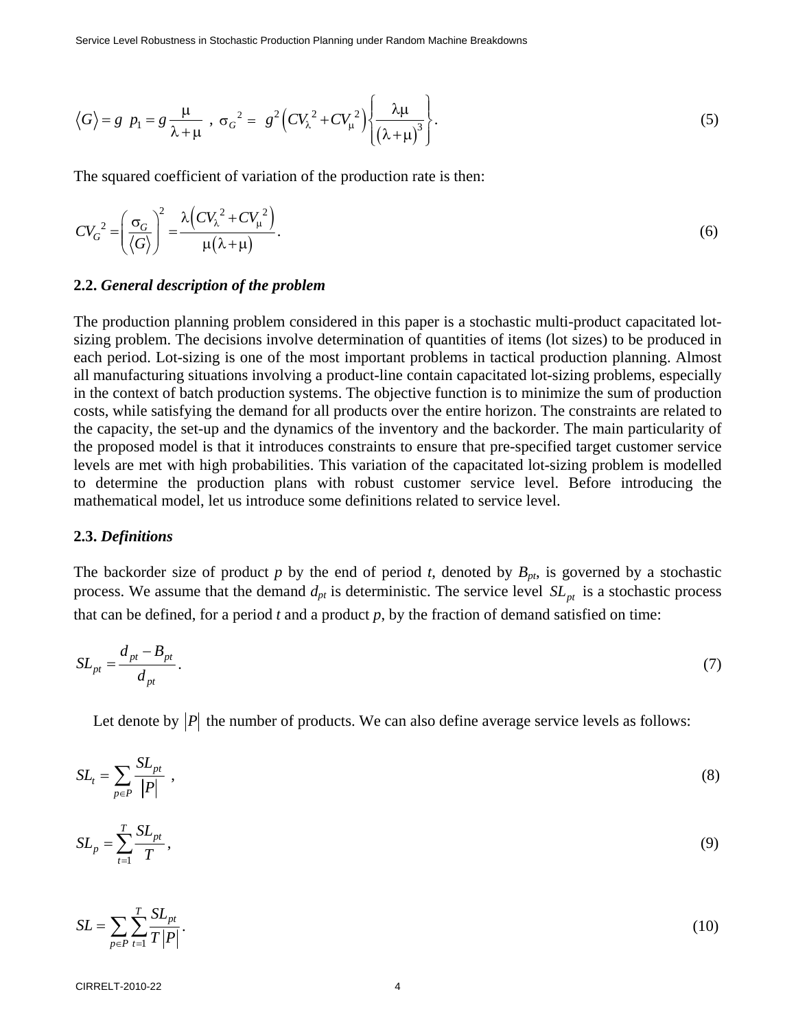$$\langle G \rangle = g\ p_1 = g \frac{\mu}{\lambda + \mu}\ ,\ \sigma_G{}^2 =\ g^2\left(CV_\lambda{}^2 + CV_\mu{}^2\right)\left\{\frac{\lambda\mu}{\left(\lambda+\mu\right)^3}\right\}. \tag{5}$$

The squared coefficient of variation of the production rate is then:

$$CV_G{}^2 = \left(\frac{\sigma_G}{\langle G \rangle}\right)^2 = \frac{\lambda\left(CV_\lambda{}^2 + CV_\mu{}^2\right)}{\mu\left(\lambda+\mu\right)}. \tag{6}$$

### 2.2. *General description of the problem*

The production planning problem considered in this paper is a stochastic multi-product capacitated lot-sizing problem. The decisions involve determination of quantities of items (lot sizes) to be produced in each period. Lot-sizing is one of the most important problems in tactical production planning. Almost all manufacturing situations involving a product-line contain capacitated lot-sizing problems, especially in the context of batch production systems. The objective function is to minimize the sum of production costs, while satisfying the demand for all products over the entire horizon. The constraints are related to the capacity, the set-up and the dynamics of the inventory and the backorder. The main particularity of the proposed model is that it introduces constraints to ensure that pre-specified target customer service levels are met with high probabilities. This variation of the capacitated lot-sizing problem is modelled to determine the production plans with robust customer service level. Before introducing the mathematical model, let us introduce some definitions related to service level.

### 2.3. *Definitions*

The backorder size of product $p$ by the end of period $t$, denoted by $B_{pt}$, is governed by a stochastic process. We assume that the demand $d_{pt}$ is deterministic. The service level $SL_{pt}$ is a stochastic process that can be defined, for a period $t$ and a product $p$, by the fraction of demand satisfied on time:

$$SL_{pt} = \frac{d_{pt} - B_{pt}}{d_{pt}}. \tag{7}$$

Let denote by $|P|$ the number of products. We can also define average service levels as follows:

$$SL_t = \sum_{p \in P} \frac{SL_{pt}}{|P|}\ , \tag{8}$$

$$SL_p = \sum_{t=1}^{T} \frac{SL_{pt}}{T}, \tag{9}$$

$$SL = \sum_{p \in P} \sum_{t=1}^{T} \frac{SL_{pt}}{T\,|P|}. \tag{10}$$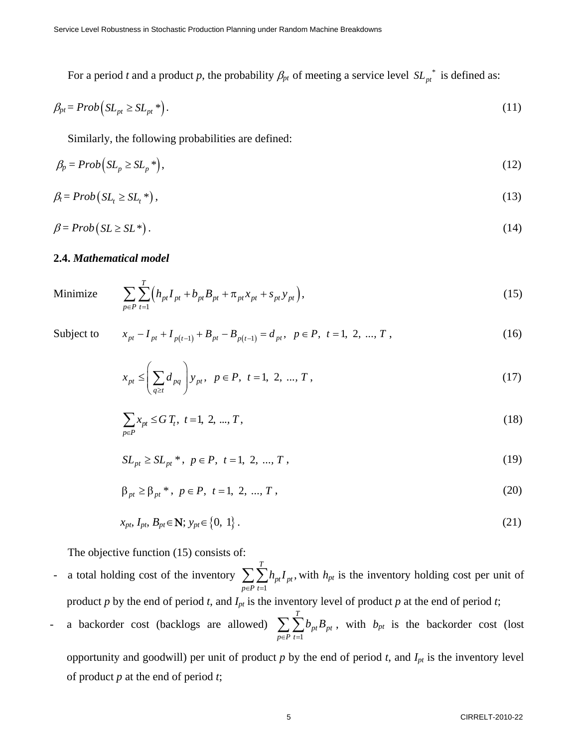For a period $t$ and a product $p$, the probability $\beta_{pt}$ of meeting a service level $SL_{pt}^{*}$ is defined as:

$$\beta_{pt} = Prob\left(SL_{pt} \geq SL_{pt}*\right). \tag{11}$$

Similarly, the following probabilities are defined:

$$\beta_{p} = Prob\left(SL_{p} \geq SL_{p}*\right), \tag{12}$$

$$\beta_{t} = Prob\left(SL_{t} \geq SL_{t}*\right), \tag{13}$$

$$\beta = Prob\left(SL \geq SL*\right). \tag{14}$$

## 2.4. *Mathematical model*

Minimize
$$\sum_{p \in P} \sum_{t=1}^{T} \left( h_{pt} I_{pt} + b_{pt} B_{pt} + \pi_{pt} x_{pt} + s_{pt} y_{pt} \right), \tag{15}$$

Subject to
$$x_{pt} - I_{pt} + I_{p(t-1)} + B_{pt} - B_{p(t-1)} = d_{pt}, \quad p \in P, \ t = 1, \ 2, \ ..., \ T, \tag{16}$$

$$x_{pt} \leq \left( \sum_{q \geq t} d_{pq} \right) y_{pt}, \quad p \in P, \ t = 1, \ 2, \ ..., \ T, \tag{17}$$

$$\sum_{p \in P} x_{pt} \leq G\, T_{t}, \ t = 1, \ 2, \ ..., \ T, \tag{18}$$

$$SL_{pt} \geq SL_{pt}*, \ p \in P, \ t = 1, \ 2, \ ..., \ T, \tag{19}$$

$$\beta_{pt} \geq \beta_{pt}*, \ p \in P, \ t = 1, \ 2, \ ..., \ T, \tag{20}$$

$$x_{pt}, I_{pt}, B_{pt} \in \mathbf{N}; y_{pt} \in \{0, \ 1\}. \tag{21}$$

The objective function (15) consists of:

- a total holding cost of the inventory $\sum_{p \in P} \sum_{t=1}^{T} h_{pt} I_{pt}$, with $h_{pt}$ is the inventory holding cost per unit of product $p$ by the end of period $t$, and $I_{pt}$ is the inventory level of product $p$ at the end of period $t$;
- a backorder cost (backlogs are allowed) $\sum_{p \in P} \sum_{t=1}^{T} b_{pt} B_{pt}$, with $b_{pt}$ is the backorder cost (lost opportunity and goodwill) per unit of product $p$ by the end of period $t$, and $I_{pt}$ is the inventory level of product $p$ at the end of period $t$;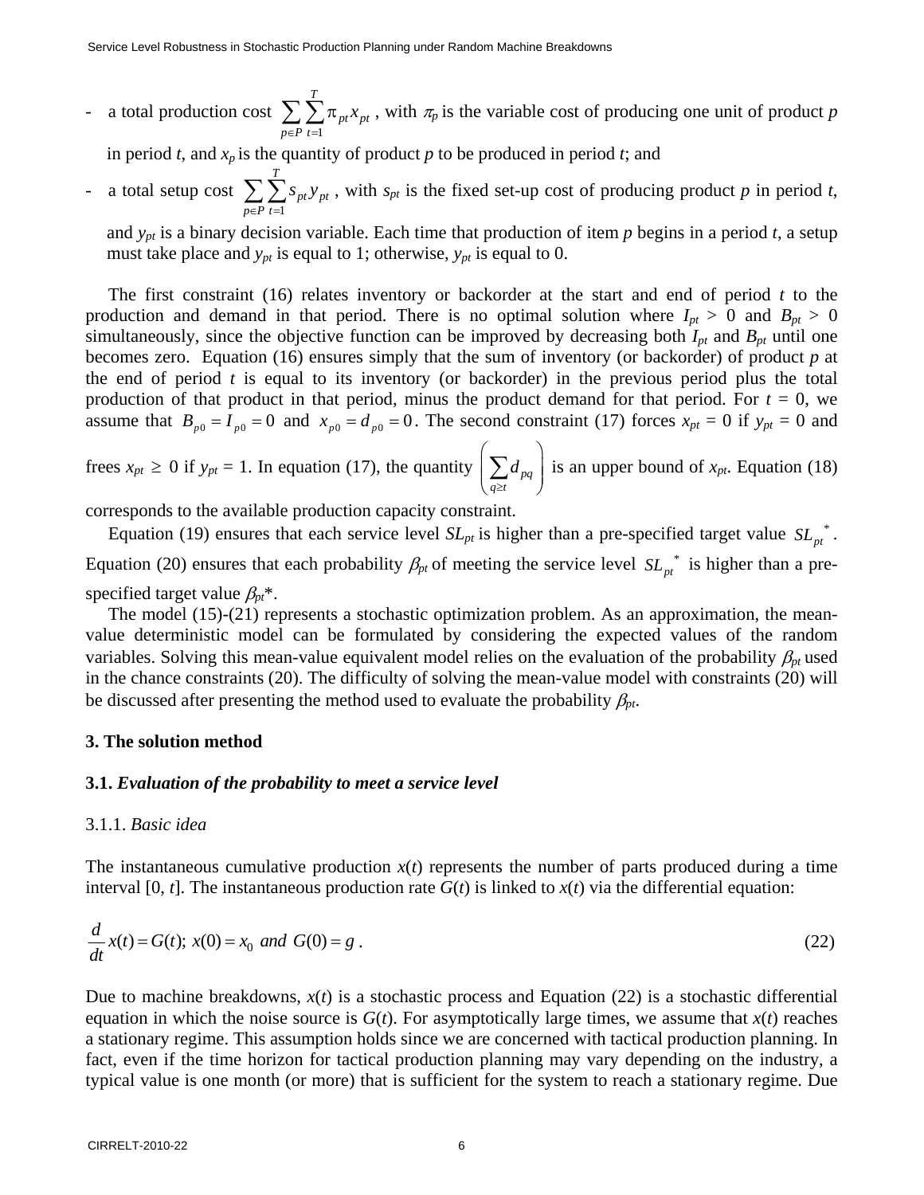- a total production cost $\sum_{p \in P} \sum_{t=1}^{T} \pi_{pt} x_{pt}$ , with $\pi_p$ is the variable cost of producing one unit of product $p$ in period $t$, and $x_p$ is the quantity of product $p$ to be produced in period $t$; and
- a total setup cost $\sum_{p \in P} \sum_{t=1}^{T} s_{pt} y_{pt}$ , with $s_{pt}$ is the fixed set-up cost of producing product $p$ in period $t$, and $y_{pt}$ is a binary decision variable. Each time that production of item $p$ begins in a period $t$, a setup must take place and $y_{pt}$ is equal to 1; otherwise, $y_{pt}$ is equal to 0.

The first constraint (16) relates inventory or backorder at the start and end of period $t$ to the production and demand in that period. There is no optimal solution where $I_{pt} > 0$ and $B_{pt} > 0$ simultaneously, since the objective function can be improved by decreasing both $I_{pt}$ and $B_{pt}$ until one becomes zero. Equation (16) ensures simply that the sum of inventory (or backorder) of product $p$ at the end of period $t$ is equal to its inventory (or backorder) in the previous period plus the total production of that product in that period, minus the product demand for that period. For $t = 0$, we assume that $B_{p0} = I_{p0} = 0$ and $x_{p0} = d_{p0} = 0$. The second constraint (17) forces $x_{pt} = 0$ if $y_{pt} = 0$ and frees $x_{pt} \geq 0$ if $y_{pt} = 1$. In equation (17), the quantity $\left( \sum_{q \geq t} d_{pq} \right)$ is an upper bound of $x_{pt}$. Equation (18) corresponds to the available production capacity constraint.

Equation (19) ensures that each service level $SL_{pt}$ is higher than a pre-specified target value $SL_{pt}^*$. Equation (20) ensures that each probability $\beta_{pt}$ of meeting the service level $SL_{pt}^*$ is higher than a pre-specified target value $\beta_{pt}$*.

The model (15)-(21) represents a stochastic optimization problem. As an approximation, the mean-value deterministic model can be formulated by considering the expected values of the random variables. Solving this mean-value equivalent model relies on the evaluation of the probability $\beta_{pt}$ used in the chance constraints (20). The difficulty of solving the mean-value model with constraints (20) will be discussed after presenting the method used to evaluate the probability $\beta_{pt}$.

## 3. The solution method

### 3.1. *Evaluation of the probability to meet a service level*

#### 3.1.1. *Basic idea*

The instantaneous cumulative production $x(t)$ represents the number of parts produced during a time interval $[0, t]$. The instantaneous production rate $G(t)$ is linked to $x(t)$ via the differential equation:

$$\frac{d}{dt} x(t) = G(t); \; x(0) = x_0 \; and \; G(0) = g \, . \tag{22}$$

Due to machine breakdowns, $x(t)$ is a stochastic process and Equation (22) is a stochastic differential equation in which the noise source is $G(t)$. For asymptotically large times, we assume that $x(t)$ reaches a stationary regime. This assumption holds since we are concerned with tactical production planning. In fact, even if the time horizon for tactical production planning may vary depending on the industry, a typical value is one month (or more) that is sufficient for the system to reach a stationary regime. Due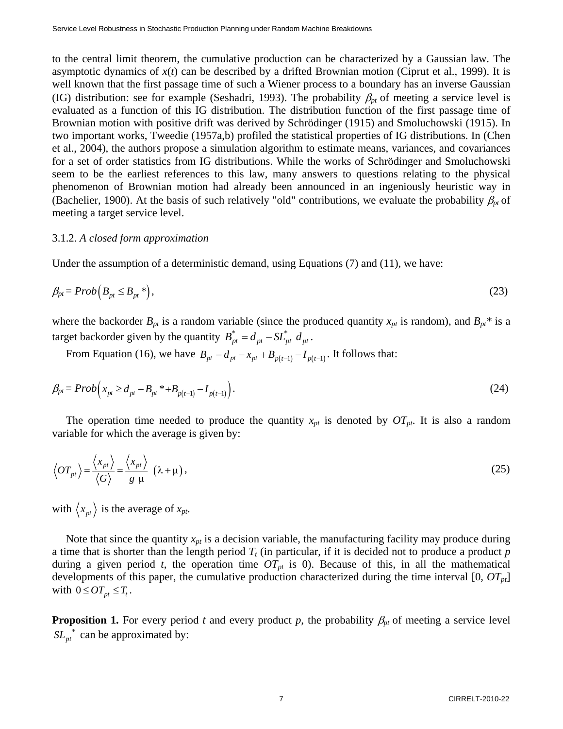to the central limit theorem, the cumulative production can be characterized by a Gaussian law. The asymptotic dynamics of $x(t)$ can be described by a drifted Brownian motion (Ciprut et al., 1999). It is well known that the first passage time of such a Wiener process to a boundary has an inverse Gaussian (IG) distribution: see for example (Seshadri, 1993). The probability $\beta_{pt}$ of meeting a service level is evaluated as a function of this IG distribution. The distribution function of the first passage time of Brownian motion with positive drift was derived by Schrödinger (1915) and Smoluchowski (1915). In two important works, Tweedie (1957a,b) profiled the statistical properties of IG distributions. In (Chen et al., 2004), the authors propose a simulation algorithm to estimate means, variances, and covariances for a set of order statistics from IG distributions. While the works of Schrödinger and Smoluchowski seem to be the earliest references to this law, many answers to questions relating to the physical phenomenon of Brownian motion had already been announced in an ingeniously heuristic way in (Bachelier, 1900). At the basis of such relatively "old" contributions, we evaluate the probability $\beta_{pt}$ of meeting a target service level.

### 3.1.2. *A closed form approximation*

Under the assumption of a deterministic demand, using Equations (7) and (11), we have:

$$\beta_{pt} = Prob\left(B_{pt} \le B_{pt}{}^*\right), \tag{23}$$

where the backorder $B_{pt}$ is a random variable (since the produced quantity $x_{pt}$ is random), and $B_{pt}{}^*$ is a target backorder given by the quantity $B_{pt}^* = d_{pt} - SL_{pt}^*\ d_{pt}$.

From Equation (16), we have $B_{pt} = d_{pt} - x_{pt} + B_{p(t-1)} - I_{p(t-1)}$. It follows that:

$$\beta_{pt} = Prob\left(x_{pt} \ge d_{pt} - B_{pt}{}^* + B_{p(t-1)} - I_{p(t-1)}\right). \tag{24}$$

The operation time needed to produce the quantity $x_{pt}$ is denoted by $OT_{pt}$. It is also a random variable for which the average is given by:

$$\left\langle OT_{pt}\right\rangle = \frac{\left\langle x_{pt}\right\rangle}{\left\langle G\right\rangle} = \frac{\left\langle x_{pt}\right\rangle}{g\ \mu}\ \left(\lambda + \mu\right), \tag{25}$$

with $\left\langle x_{pt}\right\rangle$ is the average of $x_{pt}$.

Note that since the quantity $x_{pt}$ is a decision variable, the manufacturing facility may produce during a time that is shorter than the length period $T_t$ (in particular, if it is decided not to produce a product $p$ during a given period $t$, the operation time $OT_{pt}$ is 0). Because of this, in all the mathematical developments of this paper, the cumulative production characterized during the time interval [0, $OT_{pt}$] with $0 \le OT_{pt} \le T_t$.

**Proposition 1.** For every period $t$ and every product $p$, the probability $\beta_{pt}$ of meeting a service level $SL_{pt}{}^*$ can be approximated by: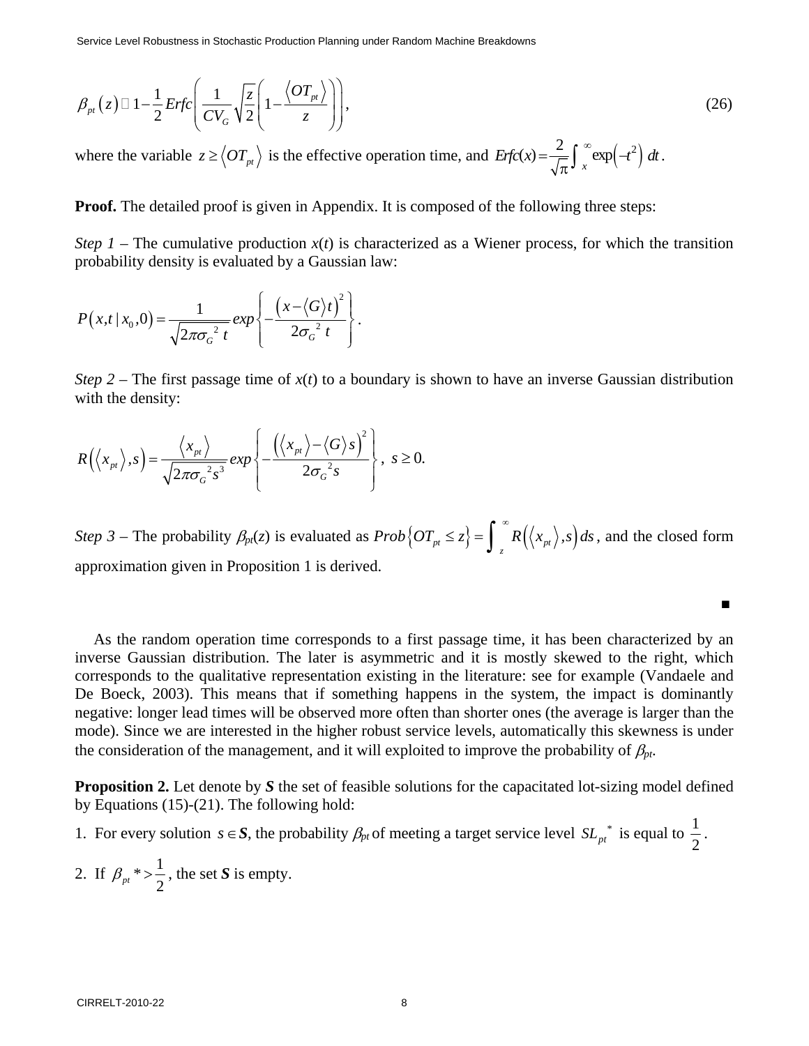$$\beta_{pt}(z) \cong 1 - \frac{1}{2} Erfc\left( \frac{1}{CV_G} \sqrt{\frac{z}{2}} \left( 1 - \frac{\langle OT_{pt} \rangle}{z} \right) \right), \tag{26}$$

where the variable $z \geq \langle OT_{pt} \rangle$ is the effective operation time, and $Erfc(x) = \frac{2}{\sqrt{\pi}} \int_x^{\infty} \exp(-t^2)\, dt$.

**Proof.** The detailed proof is given in Appendix. It is composed of the following three steps:

*Step 1* – The cumulative production $x(t)$ is characterized as a Wiener process, for which the transition probability density is evaluated by a Gaussian law:

$$P(x,t \mid x_0, 0) = \frac{1}{\sqrt{2\pi\sigma_G{}^2\, t}} exp\left\{ -\frac{\left( x - \langle G \rangle t \right)^2}{2\sigma_G{}^2\, t} \right\}.$$

*Step 2* – The first passage time of $x(t)$ to a boundary is shown to have an inverse Gaussian distribution with the density:

$$R\left( \langle x_{pt} \rangle, s \right) = \frac{\langle x_{pt} \rangle}{\sqrt{2\pi\sigma_G{}^2 s^3}} exp\left\{ -\frac{\left( \langle x_{pt} \rangle - \langle G \rangle s \right)^2}{2\sigma_G{}^2 s} \right\},\ s \geq 0.$$

*Step 3* – The probability $\beta_{pt}(z)$ is evaluated as $Prob\left\{ OT_{pt} \leq z \right\} = \int_z^{\infty} R\left( \langle x_{pt} \rangle, s \right) ds$, and the closed form approximation given in Proposition 1 is derived.

■

As the random operation time corresponds to a first passage time, it has been characterized by an inverse Gaussian distribution. The later is asymmetric and it is mostly skewed to the right, which corresponds to the qualitative representation existing in the literature: see for example (Vandaele and De Boeck, 2003). This means that if something happens in the system, the impact is dominantly negative: longer lead times will be observed more often than shorter ones (the average is larger than the mode). Since we are interested in the higher robust service levels, automatically this skewness is under the consideration of the management, and it will exploited to improve the probability of $\beta_{pt}$.

**Proposition 2.** Let denote by ***S*** the set of feasible solutions for the capacitated lot-sizing model defined by Equations (15)-(21). The following hold:

1. For every solution $s \in \boldsymbol{S}$, the probability $\beta_{pt}$ of meeting a target service level $SL_{pt}{}^*$ is equal to $\frac{1}{2}$.
2. If $\beta_{pt}* > \frac{1}{2}$, the set ***S*** is empty.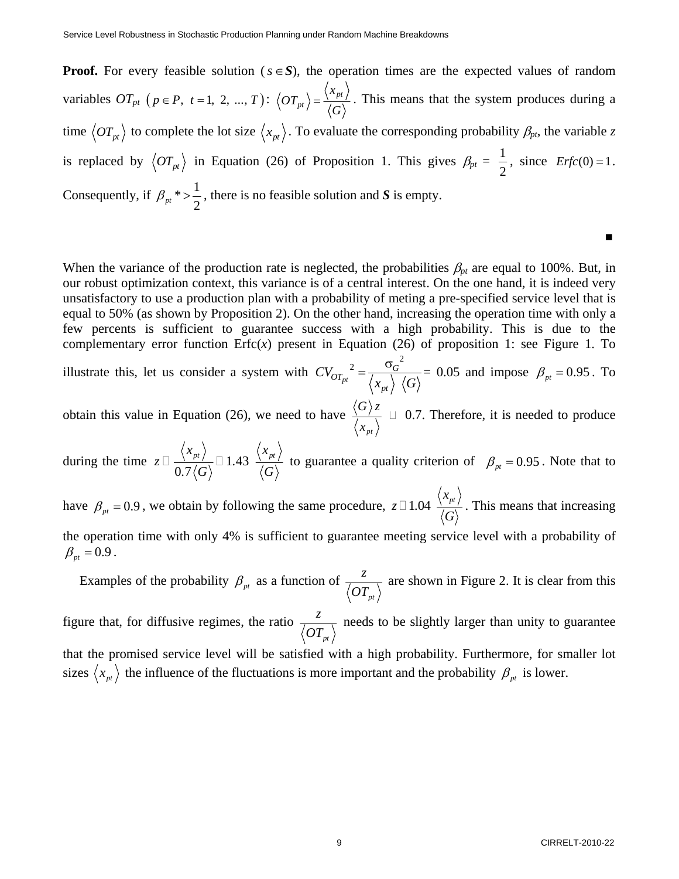**Proof.** For every feasible solution ($s \in \boldsymbol{S}$), the operation times are the expected values of random variables $OT_{pt}$ $\left(p \in P,\ t = 1,\ 2,\ ...,\ T\right)$: $\langle OT_{pt} \rangle = \dfrac{\langle x_{pt} \rangle}{\langle G \rangle}$. This means that the system produces during a time $\langle OT_{pt} \rangle$ to complete the lot size $\langle x_{pt} \rangle$. To evaluate the corresponding probability $\beta_{pt}$, the variable $z$ is replaced by $\langle OT_{pt} \rangle$ in Equation (26) of Proposition 1. This gives $\beta_{pt} = \dfrac{1}{2}$, since $Erfc(0) = 1$. Consequently, if $\beta_{pt}{*} > \dfrac{1}{2}$, there is no feasible solution and $\boldsymbol{S}$ is empty.

■

When the variance of the production rate is neglected, the probabilities $\beta_{pt}$ are equal to 100%. But, in our robust optimization context, this variance is of a central interest. On the one hand, it is indeed very unsatisfactory to use a production plan with a probability of meting a pre-specified service level that is equal to 50% (as shown by Proposition 2). On the other hand, increasing the operation time with only a few percents is sufficient to guarantee success with a high probability. This is due to the complementary error function Erfc($x$) present in Equation (26) of proposition 1: see Figure 1. To illustrate this, let us consider a system with $CV_{OT_{pt}}{}^2 = \dfrac{\sigma_G{}^2}{\langle x_{pt} \rangle\ \langle G \rangle} =$ 0.05 and impose $\beta_{pt} = 0.95$. To obtain this value in Equation (26), we need to have $\dfrac{\langle G \rangle z}{\langle x_{pt} \rangle}$ ≅ 0.7. Therefore, it is needed to produce during the time $z \cong \dfrac{\langle x_{pt} \rangle}{0.7\langle G \rangle} \cong 1.43\ \dfrac{\langle x_{pt} \rangle}{\langle G \rangle}$ to guarantee a quality criterion of $\beta_{pt} = 0.95$. Note that to have $\beta_{pt} = 0.9$, we obtain by following the same procedure, $z \cong 1.04\ \dfrac{\langle x_{pt} \rangle}{\langle G \rangle}$. This means that increasing the operation time with only 4% is sufficient to guarantee meeting service level with a probability of $\beta_{pt} = 0.9$.

Examples of the probability $\beta_{pt}$ as a function of $\dfrac{z}{\langle OT_{pt} \rangle}$ are shown in Figure 2. It is clear from this figure that, for diffusive regimes, the ratio $\dfrac{z}{\langle OT_{pt} \rangle}$ needs to be slightly larger than unity to guarantee that the promised service level will be satisfied with a high probability. Furthermore, for smaller lot sizes $\langle x_{pt} \rangle$ the influence of the fluctuations is more important and the probability $\beta_{pt}$ is lower.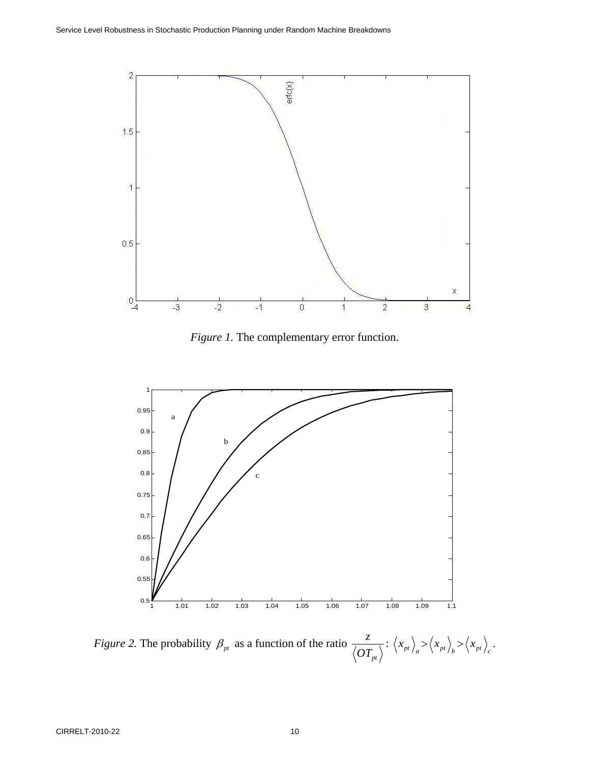*Figure 1.* The complementary error function.

*Figure 2.* The probability $\beta_{pt}$ as a function of the ratio $\frac{z}{\langle OT_{pt} \rangle}$: $\langle x_{pt} \rangle_a > \langle x_{pt} \rangle_b > \langle x_{pt} \rangle_c$.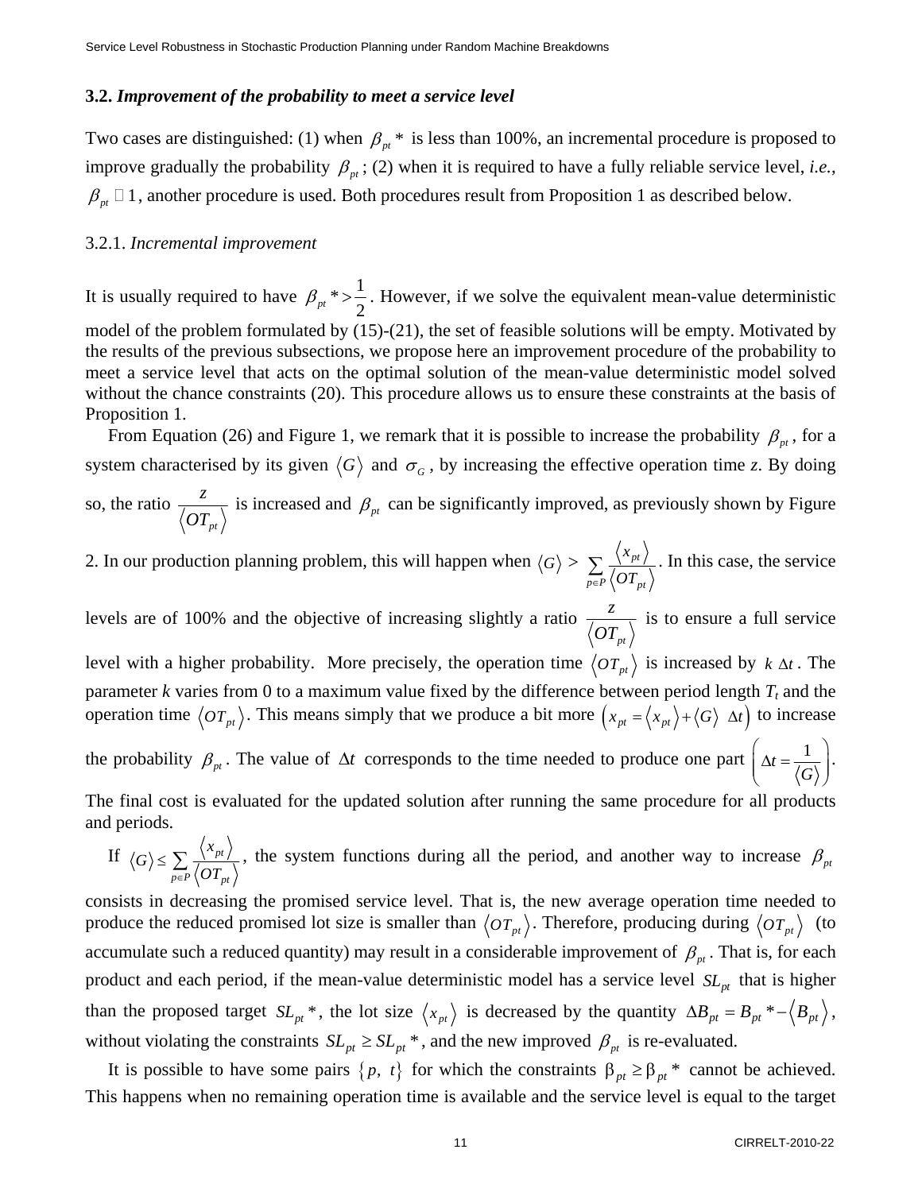### 3.2. *Improvement of the probability to meet a service level*

Two cases are distinguished: (1) when $\beta_{pt}*$ is less than 100%, an incremental procedure is proposed to improve gradually the probability $\beta_{pt}$; (2) when it is required to have a fully reliable service level, *i.e.*, $\beta_{pt} \approx 1$, another procedure is used. Both procedures result from Proposition 1 as described below.

3.2.1. *Incremental improvement*

It is usually required to have $\beta_{pt}* > \frac{1}{2}$. However, if we solve the equivalent mean-value deterministic model of the problem formulated by (15)-(21), the set of feasible solutions will be empty. Motivated by the results of the previous subsections, we propose here an improvement procedure of the probability to meet a service level that acts on the optimal solution of the mean-value deterministic model solved without the chance constraints (20). This procedure allows us to ensure these constraints at the basis of Proposition 1.

From Equation (26) and Figure 1, we remark that it is possible to increase the probability $\beta_{pt}$, for a system characterised by its given $\langle G \rangle$ and $\sigma_G$, by increasing the effective operation time *z*. By doing so, the ratio $\frac{z}{\langle OT_{pt} \rangle}$ is increased and $\beta_{pt}$ can be significantly improved, as previously shown by Figure 2. In our production planning problem, this will happen when $\langle G \rangle > \sum_{p \in P} \frac{\langle x_{pt} \rangle}{\langle OT_{pt} \rangle}$. In this case, the service levels are of 100% and the objective of increasing slightly a ratio $\frac{z}{\langle OT_{pt} \rangle}$ is to ensure a full service level with a higher probability. More precisely, the operation time $\langle OT_{pt} \rangle$ is increased by $k \, \Delta t$. The parameter *k* varies from 0 to a maximum value fixed by the difference between period length $T_t$ and the operation time $\langle OT_{pt} \rangle$. This means simply that we produce a bit more $\left( x_{pt} = \langle x_{pt} \rangle + \langle G \rangle \, \Delta t \right)$ to increase the probability $\beta_{pt}$. The value of $\Delta t$ corresponds to the time needed to produce one part $\left( \Delta t = \frac{1}{\langle G \rangle} \right)$. The final cost is evaluated for the updated solution after running the same procedure for all products and periods.

If $\langle G \rangle \leq \sum_{p \in P} \frac{\langle x_{pt} \rangle}{\langle OT_{pt} \rangle}$, the system functions during all the period, and another way to increase $\beta_{pt}$ consists in decreasing the promised service level. That is, the new average operation time needed to produce the reduced promised lot size is smaller than $\langle OT_{pt} \rangle$. Therefore, producing during $\langle OT_{pt} \rangle$ (to accumulate such a reduced quantity) may result in a considerable improvement of $\beta_{pt}$. That is, for each product and each period, if the mean-value deterministic model has a service level $SL_{pt}$ that is higher than the proposed target $SL_{pt}*$, the lot size $\langle x_{pt} \rangle$ is decreased by the quantity $\Delta B_{pt} = B_{pt}* - \langle B_{pt} \rangle$, without violating the constraints $SL_{pt} \geq SL_{pt}*$, and the new improved $\beta_{pt}$ is re-evaluated.

It is possible to have some pairs $\{p, \, t\}$ for which the constraints $\beta_{pt} \geq \beta_{pt}*$ cannot be achieved. This happens when no remaining operation time is available and the service level is equal to the target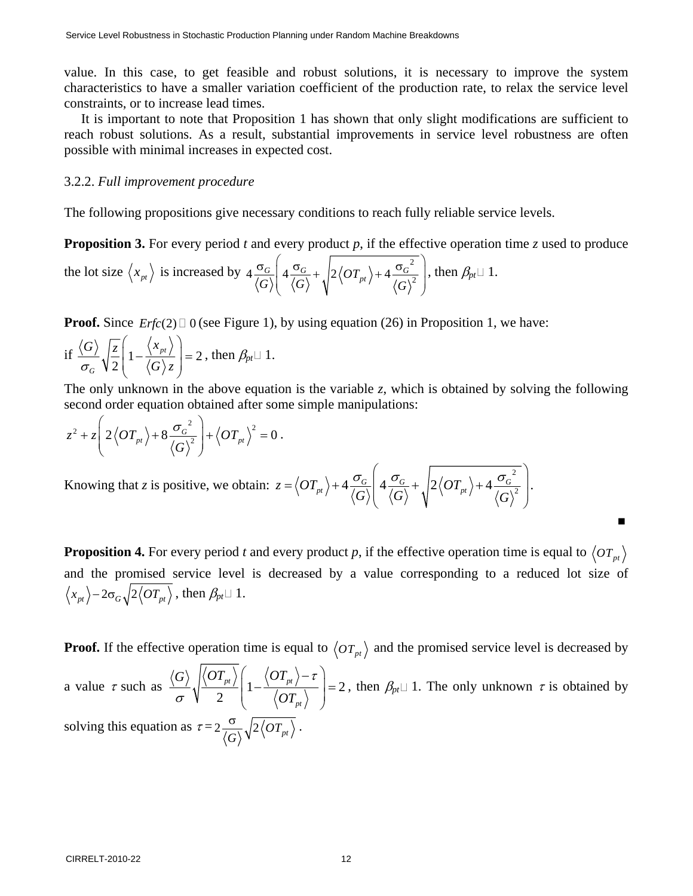value. In this case, to get feasible and robust solutions, it is necessary to improve the system characteristics to have a smaller variation coefficient of the production rate, to relax the service level constraints, or to increase lead times.

It is important to note that Proposition 1 has shown that only slight modifications are sufficient to reach robust solutions. As a result, substantial improvements in service level robustness are often possible with minimal increases in expected cost.

3.2.2. *Full improvement procedure*

The following propositions give necessary conditions to reach fully reliable service levels.

**Proposition 3.** For every period *t* and every product *p*, if the effective operation time *z* used to produce the lot size $\langle x_{pt} \rangle$ is increased by $4\frac{\sigma_G}{\langle G \rangle}\left(4\frac{\sigma_G}{\langle G \rangle}+\sqrt{2\langle OT_{pt}\rangle + 4\frac{\sigma_G^{\,2}}{\langle G \rangle^2}}\right)$, then $\beta_{pt} \approx 1$.

**Proof.** Since $Erfc(2) \approx 0$ (see Figure 1), by using equation (26) in Proposition 1, we have:

if $\frac{\langle G \rangle}{\sigma_G}\sqrt{\frac{z}{2}}\left(1-\frac{\langle x_{pt}\rangle}{\langle G \rangle z}\right)=2$, then $\beta_{pt} \approx 1$.

The only unknown in the above equation is the variable *z*, which is obtained by solving the following second order equation obtained after some simple manipulations:

$$z^2 + z\left(2\langle OT_{pt}\rangle + 8\frac{\sigma_G^{\,2}}{\langle G \rangle^2}\right)+\langle OT_{pt}\rangle^2 = 0 \, .$$

Knowing that *z* is positive, we obtain: $z=\langle OT_{pt}\rangle + 4\frac{\sigma_G}{\langle G \rangle}\left(4\frac{\sigma_G}{\langle G \rangle}+\sqrt{2\langle OT_{pt}\rangle + 4\frac{\sigma_G^{\,2}}{\langle G \rangle^2}}\right)$.

■

**Proposition 4.** For every period *t* and every product *p*, if the effective operation time is equal to $\langle OT_{pt}\rangle$ and the promised service level is decreased by a value corresponding to a reduced lot size of $\langle x_{pt}\rangle - 2\sigma_G\sqrt{2\langle OT_{pt}\rangle}$, then $\beta_{pt} \approx 1$.

**Proof.** If the effective operation time is equal to $\langle OT_{pt}\rangle$ and the promised service level is decreased by a value $\tau$ such as $\frac{\langle G \rangle}{\sigma}\sqrt{\frac{\langle OT_{pt}\rangle}{2}}\left(1-\frac{\langle OT_{pt}\rangle-\tau}{\langle OT_{pt}\rangle}\right)=2$, then $\beta_{pt} \approx 1$. The only unknown $\tau$ is obtained by solving this equation as $\tau = 2\frac{\sigma}{\langle G \rangle}\sqrt{2\langle OT_{pt}\rangle}$ .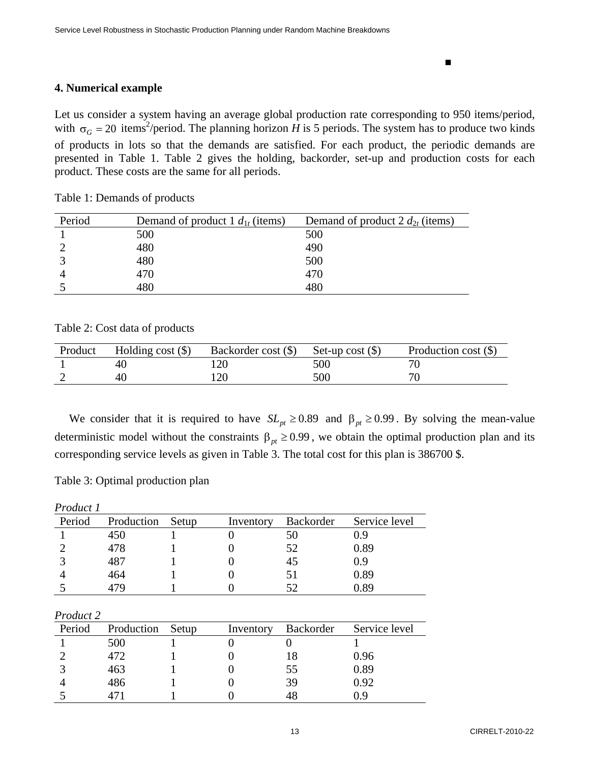■

## 4. Numerical example

Let us consider a system having an average global production rate corresponding to 950 items/period, with $\sigma_G = 20$ items$^2$/period. The planning horizon $H$ is 5 periods. The system has to produce two kinds of products in lots so that the demands are satisfied. For each product, the periodic demands are presented in Table 1. Table 2 gives the holding, backorder, set-up and production costs for each product. These costs are the same for all periods.

Table 1: Demands of products

| Period | Demand of product 1 $d_{1t}$ (items) | Demand of product 2 $d_{2t}$ (items) |
|---|---|---|
| 1 | 500 | 500 |
| 2 | 480 | 490 |
| 3 | 480 | 500 |
| 4 | 470 | 470 |
| 5 | 480 | 480 |

Table 2: Cost data of products

| Product | Holding cost ($) | Backorder cost ($) | Set-up cost ($) | Production cost ($) |
|---|---|---|---|---|
| 1 | 40 | 120 | 500 | 70 |
| 2 | 40 | 120 | 500 | 70 |

We consider that it is required to have $SL_{pt} \geq 0.89$ and $\beta_{pt} \geq 0.99$. By solving the mean-value deterministic model without the constraints $\beta_{pt} \geq 0.99$, we obtain the optimal production plan and its corresponding service levels as given in Table 3. The total cost for this plan is 386700 $.

Table 3: Optimal production plan

*Product 1*

| Period | Production | Setup | Inventory | Backorder | Service level |
|---|---|---|---|---|---|
| 1 | 450 | 1 | 0 | 50 | 0.9 |
| 2 | 478 | 1 | 0 | 52 | 0.89 |
| 3 | 487 | 1 | 0 | 45 | 0.9 |
| 4 | 464 | 1 | 0 | 51 | 0.89 |
| 5 | 479 | 1 | 0 | 52 | 0.89 |

*Product 2*

| Period | Production | Setup | Inventory | Backorder | Service level |
|---|---|---|---|---|---|
| 1 | 500 | 1 | 0 | 0 | 1 |
| 2 | 472 | 1 | 0 | 18 | 0.96 |
| 3 | 463 | 1 | 0 | 55 | 0.89 |
| 4 | 486 | 1 | 0 | 39 | 0.92 |
| 5 | 471 | 1 | 0 | 48 | 0.9 |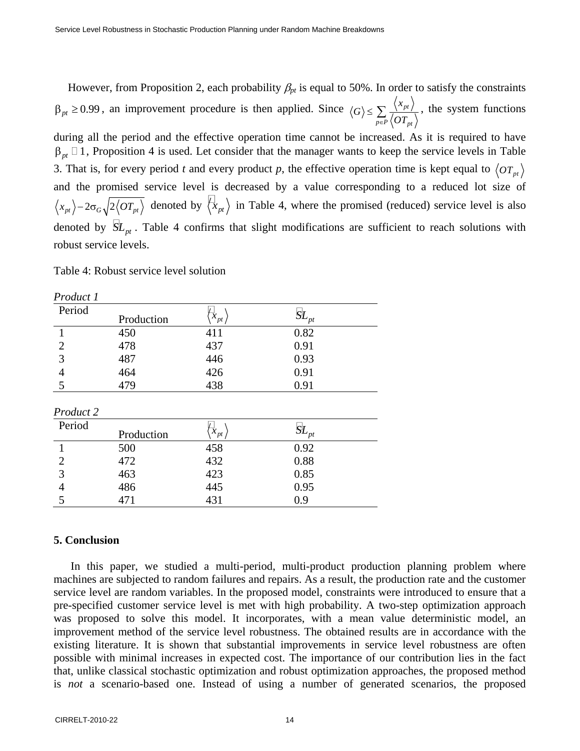However, from Proposition 2, each probability $\beta_{pt}$ is equal to 50%. In order to satisfy the constraints $\beta_{pt} \geq 0.99$, an improvement procedure is then applied. Since $\langle G \rangle \leq \sum_{p \in P} \frac{\langle x_{pt} \rangle}{\langle OT_{pt} \rangle}$, the system functions during all the period and the effective operation time cannot be increased. As it is required to have $\beta_{pt} \approx 1$, Proposition 4 is used. Let consider that the manager wants to keep the service levels in Table 3. That is, for every period *t* and every product *p*, the effective operation time is kept equal to $\langle OT_{pt} \rangle$ and the promised service level is decreased by a value corresponding to a reduced lot size of $\langle x_{pt} \rangle - 2\sigma_G \sqrt{2\langle OT_{pt} \rangle}$ denoted by $\langle \tilde{x}_{pt} \rangle$ in Table 4, where the promised (reduced) service level is also denoted by $\tilde{SL}_{pt}$. Table 4 confirms that slight modifications are sufficient to reach solutions with robust service levels.

Table 4: Robust service level solution

*Product 1*

| Period | Production | $\langle \tilde{x}_{pt} \rangle$ | $\tilde{SL}_{pt}$ |
|---|---|---|---|
| 1 | 450 | 411 | 0.82 |
| 2 | 478 | 437 | 0.91 |
| 3 | 487 | 446 | 0.93 |
| 4 | 464 | 426 | 0.91 |
| 5 | 479 | 438 | 0.91 |

*Product 2*

| Period | Production | $\langle \tilde{x}_{pt} \rangle$ | $\tilde{SL}_{pt}$ |
|---|---|---|---|
| 1 | 500 | 458 | 0.92 |
| 2 | 472 | 432 | 0.88 |
| 3 | 463 | 423 | 0.85 |
| 4 | 486 | 445 | 0.95 |
| 5 | 471 | 431 | 0.9 |

## 5. Conclusion

In this paper, we studied a multi-period, multi-product production planning problem where machines are subjected to random failures and repairs. As a result, the production rate and the customer service level are random variables. In the proposed model, constraints were introduced to ensure that a pre-specified customer service level is met with high probability. A two-step optimization approach was proposed to solve this model. It incorporates, with a mean value deterministic model, an improvement method of the service level robustness. The obtained results are in accordance with the existing literature. It is shown that substantial improvements in service level robustness are often possible with minimal increases in expected cost. The importance of our contribution lies in the fact that, unlike classical stochastic optimization and robust optimization approaches, the proposed method is *not* a scenario-based one. Instead of using a number of generated scenarios, the proposed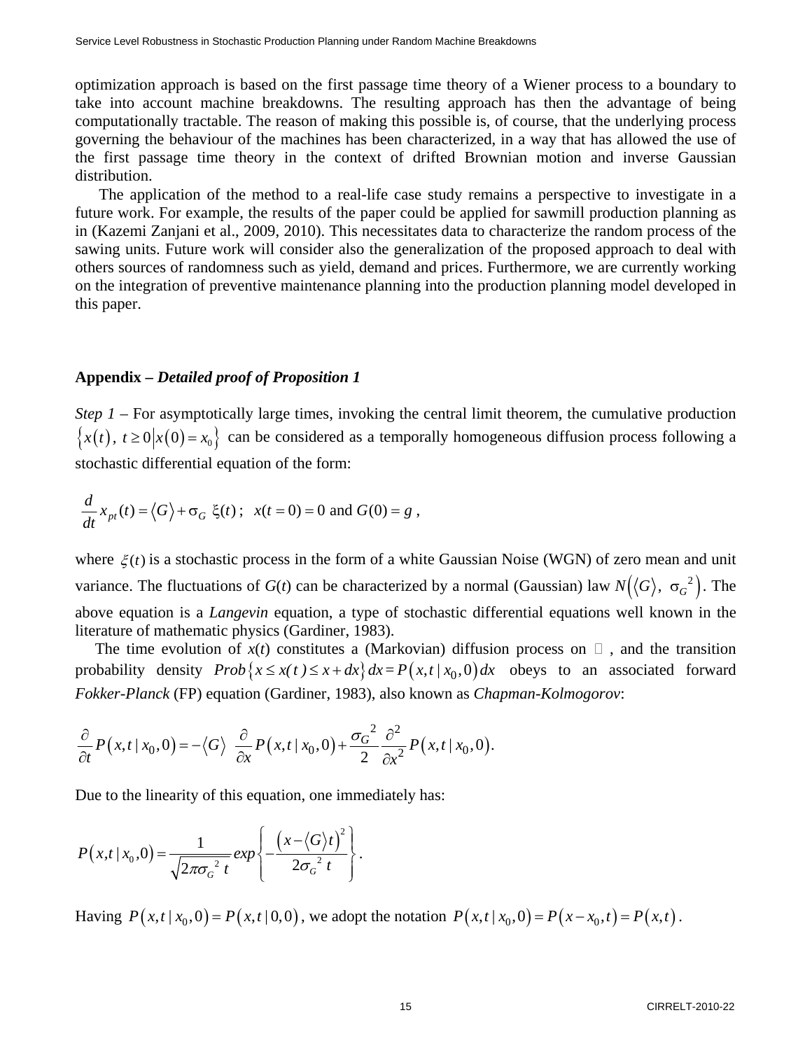optimization approach is based on the first passage time theory of a Wiener process to a boundary to take into account machine breakdowns. The resulting approach has then the advantage of being computationally tractable. The reason of making this possible is, of course, that the underlying process governing the behaviour of the machines has been characterized, in a way that has allowed the use of the first passage time theory in the context of drifted Brownian motion and inverse Gaussian distribution.

The application of the method to a real-life case study remains a perspective to investigate in a future work. For example, the results of the paper could be applied for sawmill production planning as in (Kazemi Zanjani et al., 2009, 2010). This necessitates data to characterize the random process of the sawing units. Future work will consider also the generalization of the proposed approach to deal with others sources of randomness such as yield, demand and prices. Furthermore, we are currently working on the integration of preventive maintenance planning into the production planning model developed in this paper.

## Appendix – *Detailed proof of Proposition 1*

*Step 1* – For asymptotically large times, invoking the central limit theorem, the cumulative production $\left\{x(t),\ t \geq 0 \middle| x(0) = x_0\right\}$ can be considered as a temporally homogeneous diffusion process following a stochastic differential equation of the form:

$$\frac{d}{dt} x_{pt}(t) = \langle G \rangle + \sigma_G\ \xi(t)\ ;\ \ x(t=0)=0 \text{ and } G(0)=g\ ,$$

where $\xi(t)$ is a stochastic process in the form of a white Gaussian Noise (WGN) of zero mean and unit variance. The fluctuations of $G(t)$ can be characterized by a normal (Gaussian) law $N\left(\langle G \rangle,\ \sigma_G{}^2\right)$. The above equation is a *Langevin* equation, a type of stochastic differential equations well known in the literature of mathematic physics (Gardiner, 1983).

The time evolution of $x(t)$ constitutes a (Markovian) diffusion process on $\mathbb{R}$, and the transition probability density $Prob\left\{x \leq x(t) \leq x+dx\right\}dx = P\left(x,t \mid x_0,0\right)dx$ obeys to an associated forward *Fokker-Planck* (FP) equation (Gardiner, 1983), also known as *Chapman-Kolmogorov*:

$$\frac{\partial}{\partial t} P\left(x,t \mid x_0,0\right) = -\langle G \rangle\ \frac{\partial}{\partial x} P\left(x,t \mid x_0,0\right) + \frac{\sigma_G{}^2}{2} \frac{\partial^2}{\partial x^2} P\left(x,t \mid x_0,0\right).$$

Due to the linearity of this equation, one immediately has:

$$P\left(x,t \mid x_0,0\right) = \frac{1}{\sqrt{2\pi\sigma_G{}^2\ t}} exp\left\{-\frac{\left(x-\langle G \rangle t\right)^2}{2\sigma_G{}^2\ t}\right\}.$$

Having $P\left(x,t \mid x_0,0\right) = P\left(x,t \mid 0,0\right)$, we adopt the notation $P\left(x,t \mid x_0,0\right) = P\left(x-x_0,t\right) = P\left(x,t\right)$.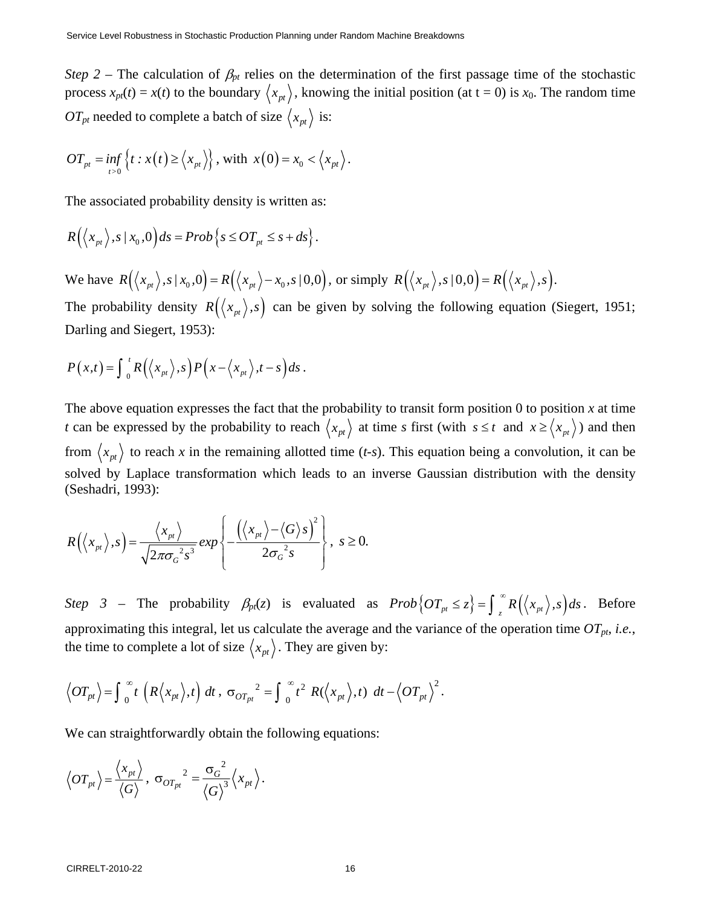*Step 2* – The calculation of $\beta_{pt}$ relies on the determination of the first passage time of the stochastic process $x_{pt}(t) = x(t)$ to the boundary $\langle x_{pt} \rangle$, knowing the initial position (at t = 0) is $x_0$. The random time $OT_{pt}$ needed to complete a batch of size $\langle x_{pt} \rangle$ is:

$$OT_{pt} = \inf_{t>0} \left\{ t : x(t) \geq \langle x_{pt} \rangle \right\}, \text{ with } x(0) = x_0 < \langle x_{pt} \rangle.$$

The associated probability density is written as:

$$R\left(\langle x_{pt} \rangle, s \mid x_0, 0\right) ds = Prob\left\{ s \leq OT_{pt} \leq s + ds \right\}.$$

We have $R\left(\langle x_{pt} \rangle, s \mid x_0, 0\right) = R\left(\langle x_{pt} \rangle - x_0, s \mid 0, 0\right)$, or simply $R\left(\langle x_{pt} \rangle, s \mid 0, 0\right) = R\left(\langle x_{pt} \rangle, s\right)$.

The probability density $R\left(\langle x_{pt} \rangle, s\right)$ can be given by solving the following equation (Siegert, 1951; Darling and Siegert, 1953):

$$P(x,t) = \int_0^t R\left(\langle x_{pt} \rangle, s\right) P\left(x - \langle x_{pt} \rangle, t - s\right) ds.$$

The above equation expresses the fact that the probability to transit form position 0 to position $x$ at time $t$ can be expressed by the probability to reach $\langle x_{pt} \rangle$ at time $s$ first (with $s \leq t$ and $x \geq \langle x_{pt} \rangle$) and then from $\langle x_{pt} \rangle$ to reach $x$ in the remaining allotted time ($t$-$s$). This equation being a convolution, it can be solved by Laplace transformation which leads to an inverse Gaussian distribution with the density (Seshadri, 1993):

$$R\left(\langle x_{pt} \rangle, s\right) = \frac{\langle x_{pt} \rangle}{\sqrt{2\pi\sigma_G{}^2 s^3}} exp\left\{ -\frac{\left(\langle x_{pt} \rangle - \langle G \rangle s\right)^2}{2\sigma_G{}^2 s} \right\}, \; s \geq 0.$$

*Step 3* – The probability $\beta_{pt}(z)$ is evaluated as $Prob\left\{ OT_{pt} \leq z \right\} = \int_z^\infty R\left(\langle x_{pt} \rangle, s\right) ds$. Before approximating this integral, let us calculate the average and the variance of the operation time $OT_{pt}$, *i.e.*, the time to complete a lot of size $\langle x_{pt} \rangle$. They are given by:

$$\langle OT_{pt} \rangle = \int_0^\infty t \left( R\langle x_{pt} \rangle, t \right) dt, \; \sigma_{OT_{pt}}{}^2 = \int_0^\infty t^2 \; R(\langle x_{pt} \rangle, t) \; dt - \langle OT_{pt} \rangle^2.$$

We can straightforwardly obtain the following equations:

$$\langle OT_{pt} \rangle = \frac{\langle x_{pt} \rangle}{\langle G \rangle}, \; \sigma_{OT_{pt}}{}^2 = \frac{\sigma_G{}^2}{\langle G \rangle^3} \langle x_{pt} \rangle.$$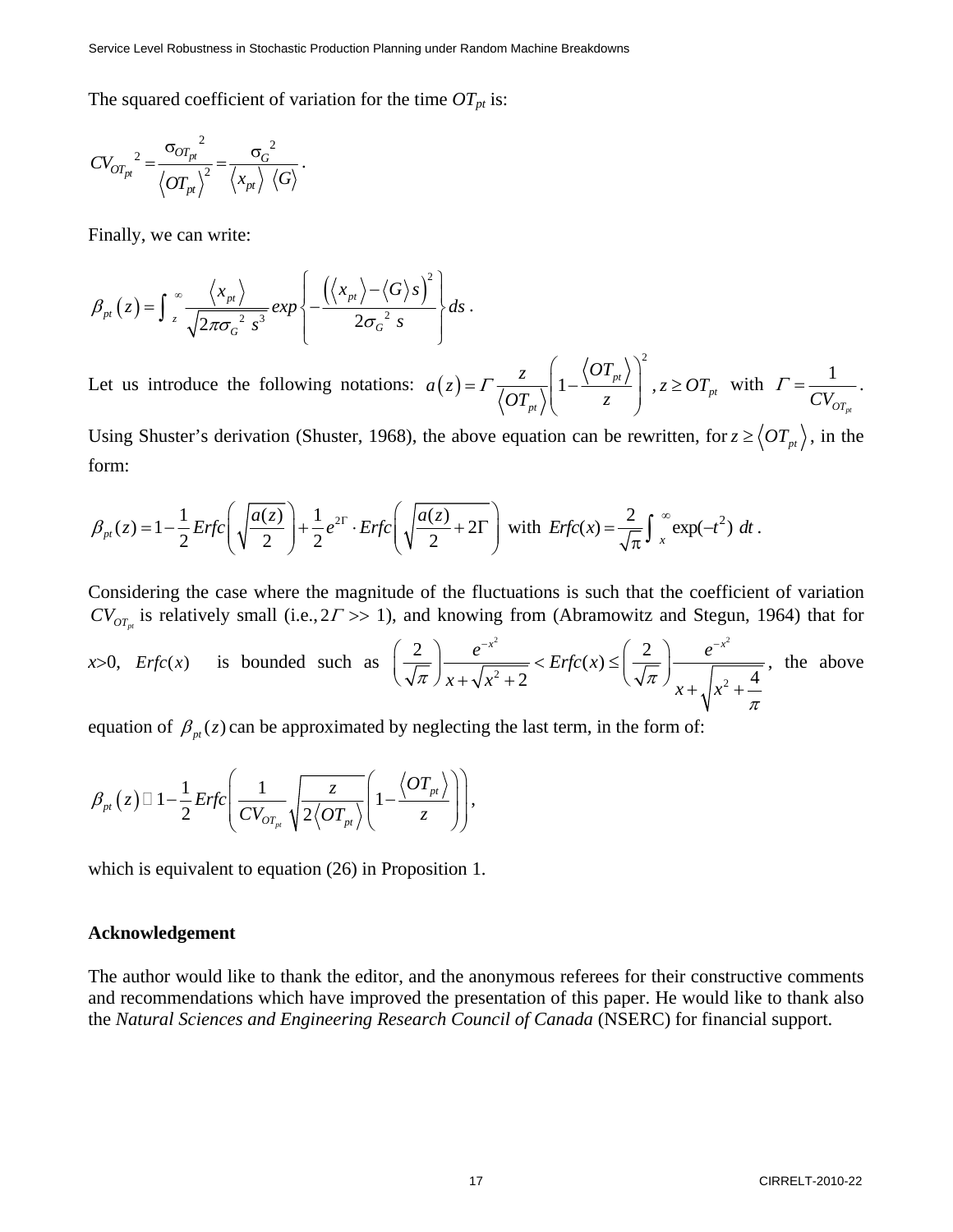The squared coefficient of variation for the time $OT_{pt}$ is:

$$CV_{OT_{pt}}{}^{2} = \frac{\sigma_{OT_{pt}}{}^{2}}{\langle OT_{pt} \rangle^{2}} = \frac{\sigma_{G}{}^{2}}{\langle x_{pt} \rangle \ \langle G \rangle} .$$

Finally, we can write:

$$\beta_{pt}\left(z\right) = \int_{z}^{\infty} \frac{\langle x_{pt} \rangle}{\sqrt{2\pi\sigma_{G}{}^{2}\ s^{3}}} exp\left\{ -\frac{\left(\langle x_{pt} \rangle - \langle G \rangle s\right)^{2}}{2\sigma_{G}{}^{2}\ s} \right\} ds .$$

Let us introduce the following notations: $a\left(z\right) = \Gamma \frac{z}{\langle OT_{pt} \rangle}\left(1 - \frac{\langle OT_{pt} \rangle}{z}\right)^{2}$ , $z \geq OT_{pt}$ with $\Gamma = \frac{1}{CV_{OT_{pt}}}$.

Using Shuster's derivation (Shuster, 1968), the above equation can be rewritten, for $z \geq \langle OT_{pt} \rangle$, in the form:

$$\beta_{pt}(z) = 1 - \frac{1}{2} Erfc\left(\sqrt{\frac{a(z)}{2}}\right) + \frac{1}{2} e^{2\Gamma} \cdot Erfc\left(\sqrt{\frac{a(z)}{2} + 2\Gamma}\right) \text{ with } Erfc(x) = \frac{2}{\sqrt{\pi}} \int_{x}^{\infty} \exp(-t^{2})\ dt .$$

Considering the case where the magnitude of the fluctuations is such that the coefficient of variation $CV_{OT_{pt}}$ is relatively small (i.e., $2\Gamma >> 1$), and knowing from (Abramowitz and Stegun, 1964) that for $x>0$, $Erfc(x)$ is bounded such as $\left(\frac{2}{\sqrt{\pi}}\right) \frac{e^{-x^{2}}}{x + \sqrt{x^{2} + 2}} < Erfc(x) \leq \left(\frac{2}{\sqrt{\pi}}\right) \frac{e^{-x^{2}}}{x + \sqrt{x^{2} + \frac{4}{\pi}}}$, the above equation of $\beta_{pt}(z)$ can be approximated by neglecting the last term, in the form of:

$$\beta_{pt}\left(z\right) \simeq 1 - \frac{1}{2} Erfc\left(\frac{1}{CV_{OT_{pt}}} \sqrt{\frac{z}{2\langle OT_{pt} \rangle}} \left(1 - \frac{\langle OT_{pt} \rangle}{z}\right)\right),$$

which is equivalent to equation (26) in Proposition 1.

### Acknowledgement

The author would like to thank the editor, and the anonymous referees for their constructive comments and recommendations which have improved the presentation of this paper. He would like to thank also the *Natural Sciences and Engineering Research Council of Canada* (NSERC) for financial support.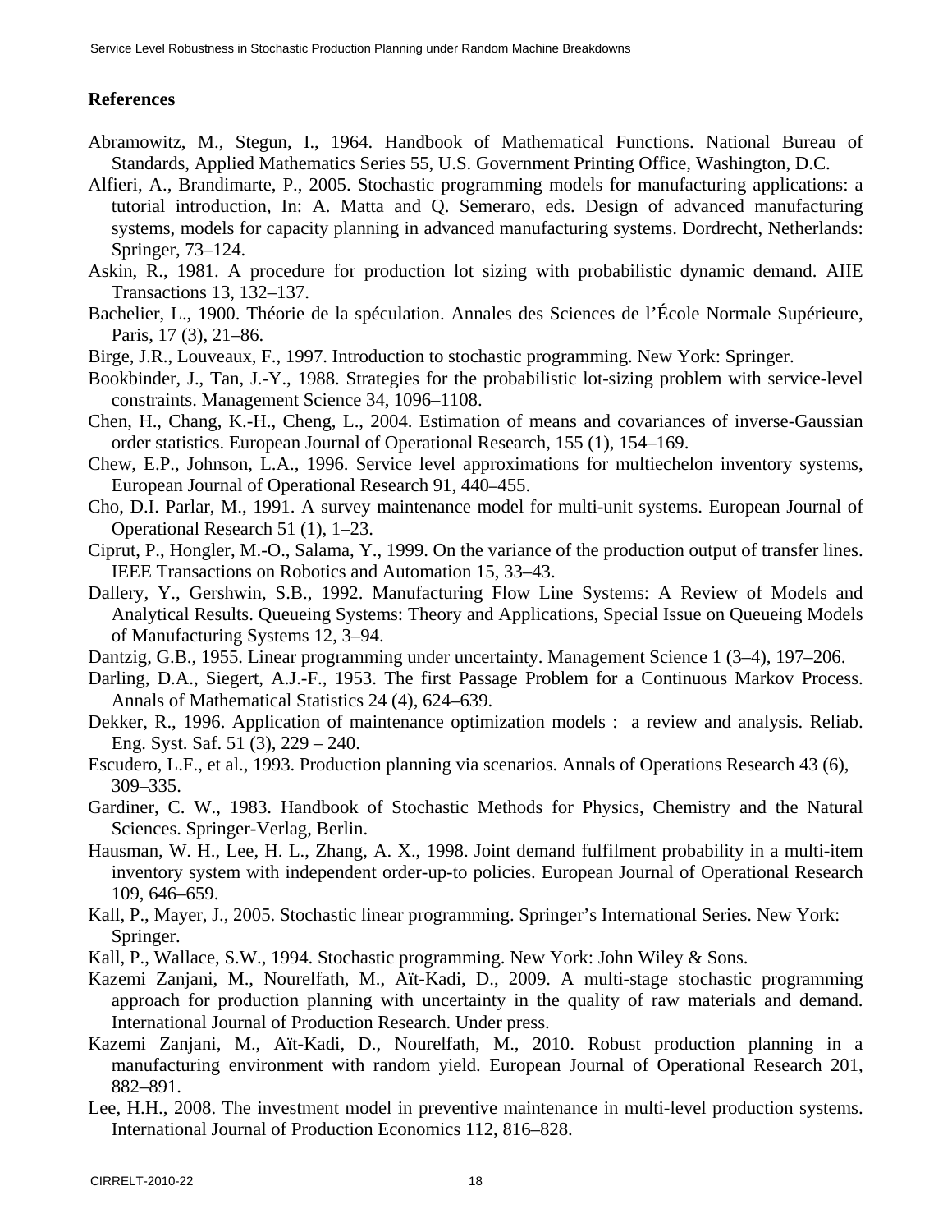## References

Abramowitz, M., Stegun, I., 1964. Handbook of Mathematical Functions. National Bureau of Standards, Applied Mathematics Series 55, U.S. Government Printing Office, Washington, D.C.

Alfieri, A., Brandimarte, P., 2005. Stochastic programming models for manufacturing applications: a tutorial introduction, In: A. Matta and Q. Semeraro, eds. Design of advanced manufacturing systems, models for capacity planning in advanced manufacturing systems. Dordrecht, Netherlands: Springer, 73–124.

Askin, R., 1981. A procedure for production lot sizing with probabilistic dynamic demand. AIIE Transactions 13, 132–137.

Bachelier, L., 1900. Théorie de la spéculation. Annales des Sciences de l'École Normale Supérieure, Paris, 17 (3), 21–86.

Birge, J.R., Louveaux, F., 1997. Introduction to stochastic programming. New York: Springer.

Bookbinder, J., Tan, J.-Y., 1988. Strategies for the probabilistic lot-sizing problem with service-level constraints. Management Science 34, 1096–1108.

Chen, H., Chang, K.-H., Cheng, L., 2004. Estimation of means and covariances of inverse-Gaussian order statistics. European Journal of Operational Research, 155 (1), 154–169.

Chew, E.P., Johnson, L.A., 1996. Service level approximations for multiechelon inventory systems, European Journal of Operational Research 91, 440–455.

Cho, D.I. Parlar, M., 1991. A survey maintenance model for multi-unit systems. European Journal of Operational Research 51 (1), 1–23.

Ciprut, P., Hongler, M.-O., Salama, Y., 1999. On the variance of the production output of transfer lines. IEEE Transactions on Robotics and Automation 15, 33–43.

Dallery, Y., Gershwin, S.B., 1992. Manufacturing Flow Line Systems: A Review of Models and Analytical Results. Queueing Systems: Theory and Applications, Special Issue on Queueing Models of Manufacturing Systems 12, 3–94.

Dantzig, G.B., 1955. Linear programming under uncertainty. Management Science 1 (3–4), 197–206.

Darling, D.A., Siegert, A.J.-F., 1953. The first Passage Problem for a Continuous Markov Process. Annals of Mathematical Statistics 24 (4), 624–639.

Dekker, R., 1996. Application of maintenance optimization models : a review and analysis. Reliab. Eng. Syst. Saf. 51 (3), 229 – 240.

Escudero, L.F., et al., 1993. Production planning via scenarios. Annals of Operations Research 43 (6), 309–335.

Gardiner, C. W., 1983. Handbook of Stochastic Methods for Physics, Chemistry and the Natural Sciences. Springer-Verlag, Berlin.

Hausman, W. H., Lee, H. L., Zhang, A. X., 1998. Joint demand fulfilment probability in a multi-item inventory system with independent order-up-to policies. European Journal of Operational Research 109, 646–659.

Kall, P., Mayer, J., 2005. Stochastic linear programming. Springer's International Series. New York: Springer.

Kall, P., Wallace, S.W., 1994. Stochastic programming. New York: John Wiley & Sons.

Kazemi Zanjani, M., Nourelfath, M., Aït-Kadi, D., 2009. A multi-stage stochastic programming approach for production planning with uncertainty in the quality of raw materials and demand. International Journal of Production Research. Under press.

Kazemi Zanjani, M., Aït-Kadi, D., Nourelfath, M., 2010. Robust production planning in a manufacturing environment with random yield. European Journal of Operational Research 201, 882–891.

Lee, H.H., 2008. The investment model in preventive maintenance in multi-level production systems. International Journal of Production Economics 112, 816–828.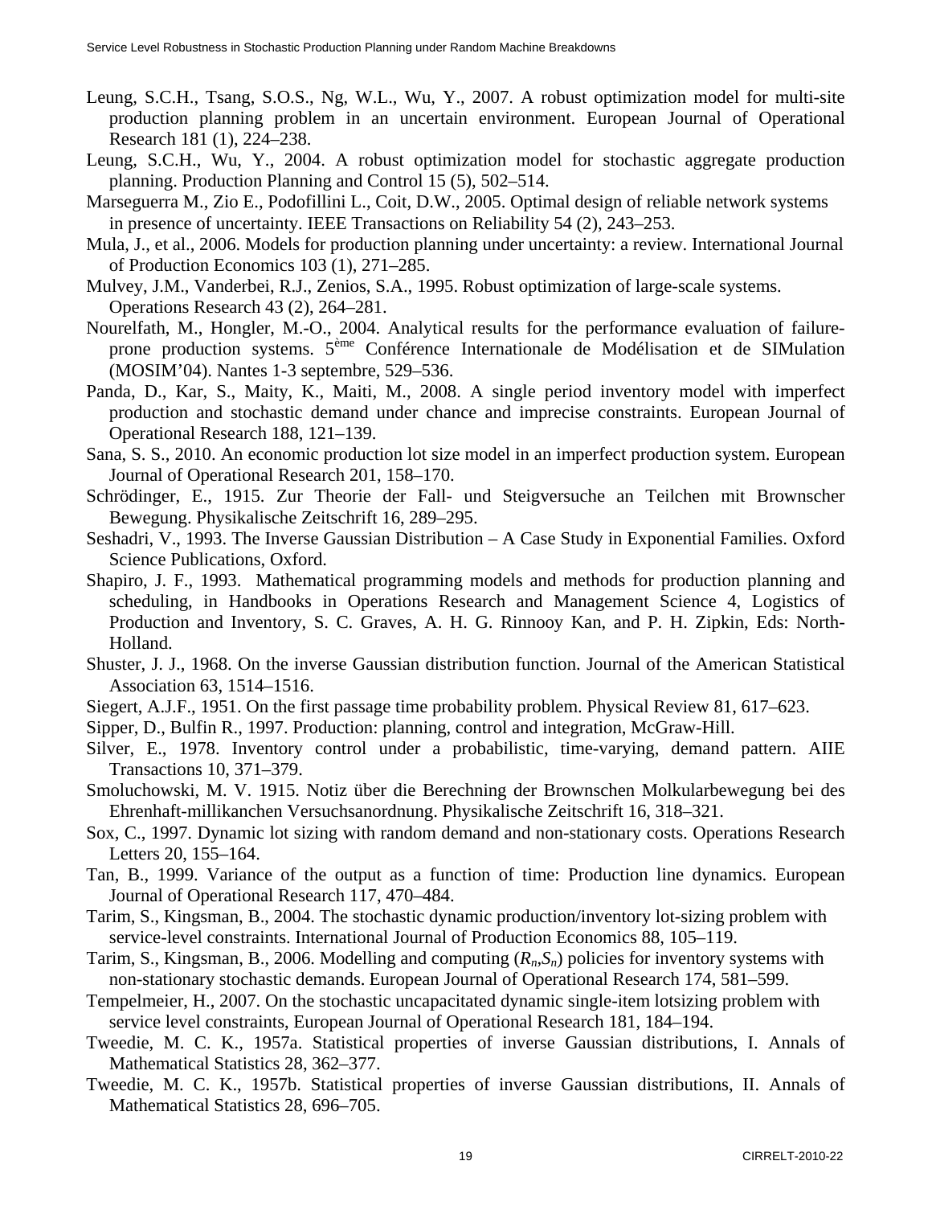Leung, S.C.H., Tsang, S.O.S., Ng, W.L., Wu, Y., 2007. A robust optimization model for multi-site production planning problem in an uncertain environment. European Journal of Operational Research 181 (1), 224–238.

Leung, S.C.H., Wu, Y., 2004. A robust optimization model for stochastic aggregate production planning. Production Planning and Control 15 (5), 502–514.

Marseguerra M., Zio E., Podofillini L., Coit, D.W., 2005. Optimal design of reliable network systems in presence of uncertainty. IEEE Transactions on Reliability 54 (2), 243–253.

Mula, J., et al., 2006. Models for production planning under uncertainty: a review. International Journal of Production Economics 103 (1), 271–285.

Mulvey, J.M., Vanderbei, R.J., Zenios, S.A., 1995. Robust optimization of large-scale systems. Operations Research 43 (2), 264–281.

Nourelfath, M., Hongler, M.-O., 2004. Analytical results for the performance evaluation of failure-prone production systems. 5ème Conférence Internationale de Modélisation et de SIMulation (MOSIM'04). Nantes 1-3 septembre, 529–536.

Panda, D., Kar, S., Maity, K., Maiti, M., 2008. A single period inventory model with imperfect production and stochastic demand under chance and imprecise constraints. European Journal of Operational Research 188, 121–139.

Sana, S. S., 2010. An economic production lot size model in an imperfect production system. European Journal of Operational Research 201, 158–170.

Schrödinger, E., 1915. Zur Theorie der Fall- und Steigversuche an Teilchen mit Brownscher Bewegung. Physikalische Zeitschrift 16, 289–295.

Seshadri, V., 1993. The Inverse Gaussian Distribution – A Case Study in Exponential Families. Oxford Science Publications, Oxford.

Shapiro, J. F., 1993. Mathematical programming models and methods for production planning and scheduling, in Handbooks in Operations Research and Management Science 4, Logistics of Production and Inventory, S. C. Graves, A. H. G. Rinnooy Kan, and P. H. Zipkin, Eds: North-Holland.

Shuster, J. J., 1968. On the inverse Gaussian distribution function. Journal of the American Statistical Association 63, 1514–1516.

Siegert, A.J.F., 1951. On the first passage time probability problem. Physical Review 81, 617–623.

Sipper, D., Bulfin R., 1997. Production: planning, control and integration, McGraw-Hill.

Silver, E., 1978. Inventory control under a probabilistic, time-varying, demand pattern. AIIE Transactions 10, 371–379.

Smoluchowski, M. V. 1915. Notiz über die Berechning der Brownschen Molkularbewegung bei des Ehrenhaft-millikanchen Versuchsanordnung. Physikalische Zeitschrift 16, 318–321.

Sox, C., 1997. Dynamic lot sizing with random demand and non-stationary costs. Operations Research Letters 20, 155–164.

Tan, B., 1999. Variance of the output as a function of time: Production line dynamics. European Journal of Operational Research 117, 470–484.

Tarim, S., Kingsman, B., 2004. The stochastic dynamic production/inventory lot-sizing problem with service-level constraints. International Journal of Production Economics 88, 105–119.

Tarim, S., Kingsman, B., 2006. Modelling and computing ($R_n$,$S_n$) policies for inventory systems with non-stationary stochastic demands. European Journal of Operational Research 174, 581–599.

Tempelmeier, H., 2007. On the stochastic uncapacitated dynamic single-item lotsizing problem with service level constraints, European Journal of Operational Research 181, 184–194.

Tweedie, M. C. K., 1957a. Statistical properties of inverse Gaussian distributions, I. Annals of Mathematical Statistics 28, 362–377.

Tweedie, M. C. K., 1957b. Statistical properties of inverse Gaussian distributions, II. Annals of Mathematical Statistics 28, 696–705.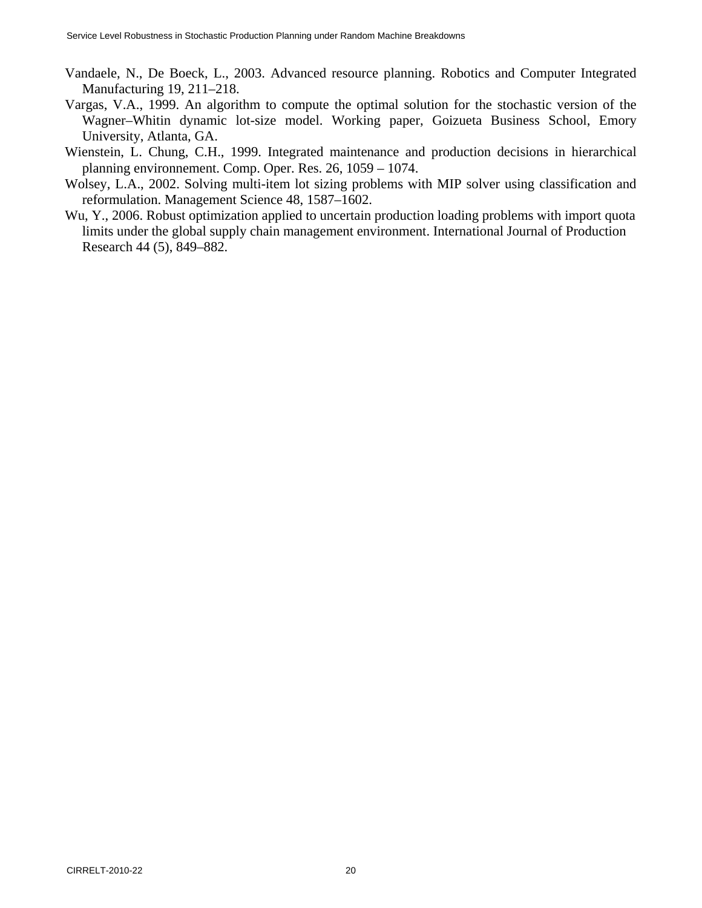Vandaele, N., De Boeck, L., 2003. Advanced resource planning. Robotics and Computer Integrated Manufacturing 19, 211–218.

Vargas, V.A., 1999. An algorithm to compute the optimal solution for the stochastic version of the Wagner–Whitin dynamic lot-size model. Working paper, Goizueta Business School, Emory University, Atlanta, GA.

Wienstein, L. Chung, C.H., 1999. Integrated maintenance and production decisions in hierarchical planning environnement. Comp. Oper. Res. 26, 1059 – 1074.

Wolsey, L.A., 2002. Solving multi-item lot sizing problems with MIP solver using classification and reformulation. Management Science 48, 1587–1602.

Wu, Y., 2006. Robust optimization applied to uncertain production loading problems with import quota limits under the global supply chain management environment. International Journal of Production Research 44 (5), 849–882.